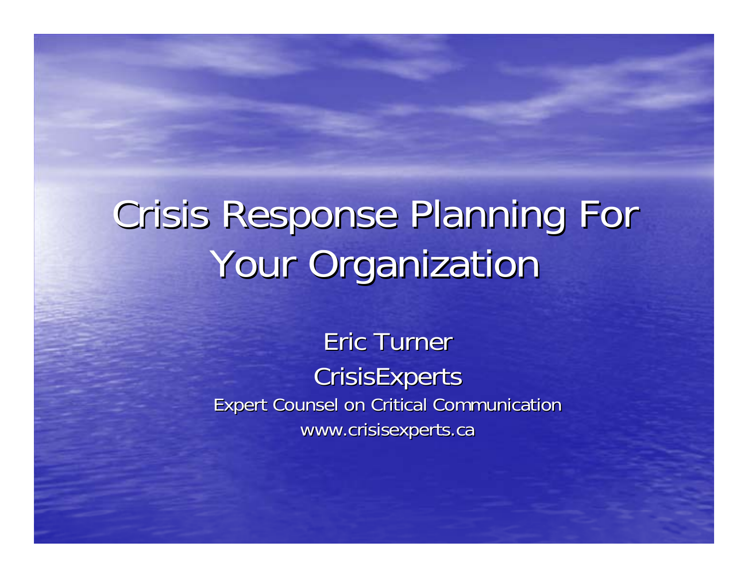# Crisis Response Planning For Your Organization

Eric Turner

CrisisExperts

Expert Counsel on Critical Communication

www.crisisexperts.ca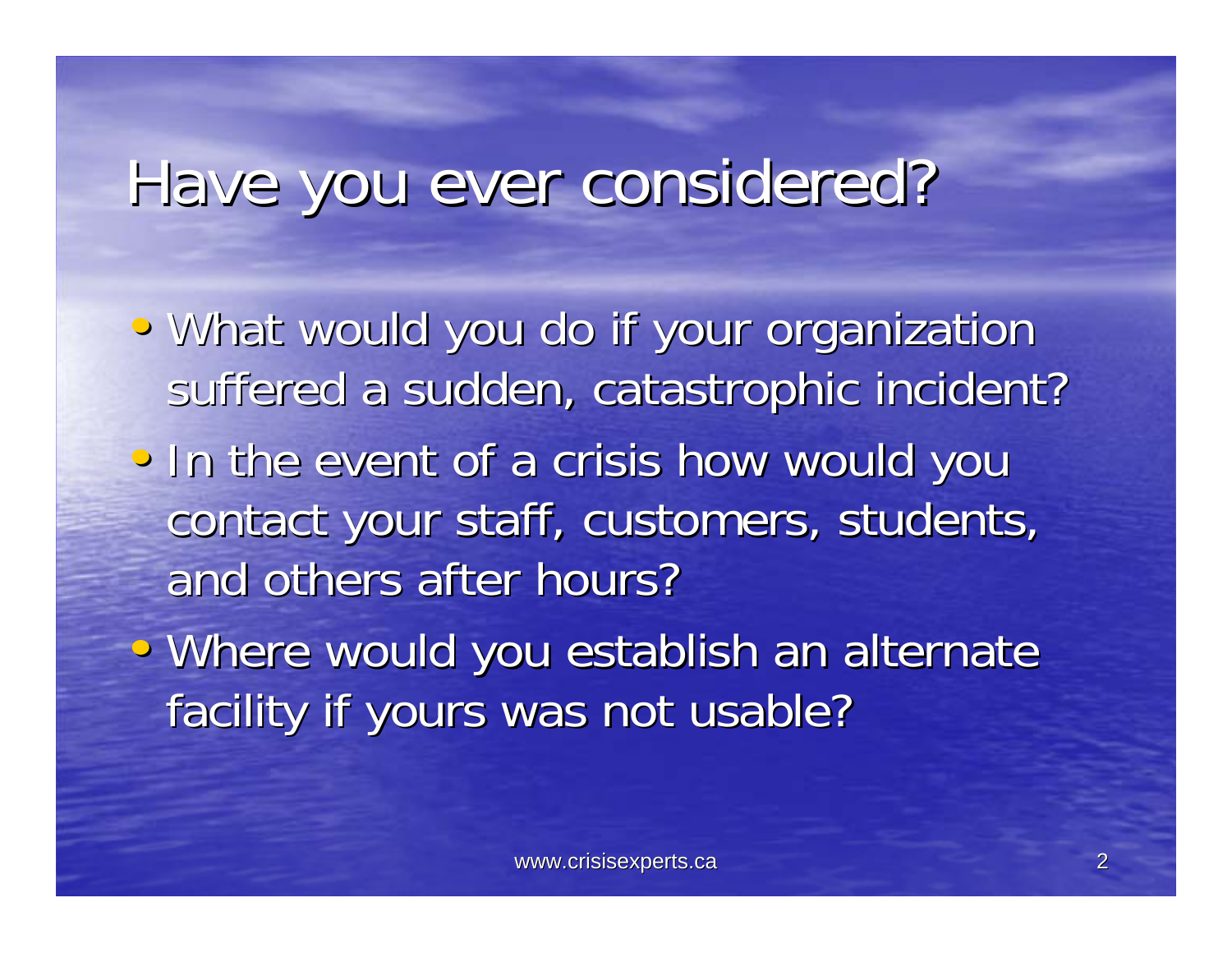# Have you ever considered?

- What would you do if your organization suffered a sudden, catastrophic incident?
- In the event of a crisis how would you contact your staff, customers, students, and others after hours?
- Where would you establish an alternate facility if yours was not usable?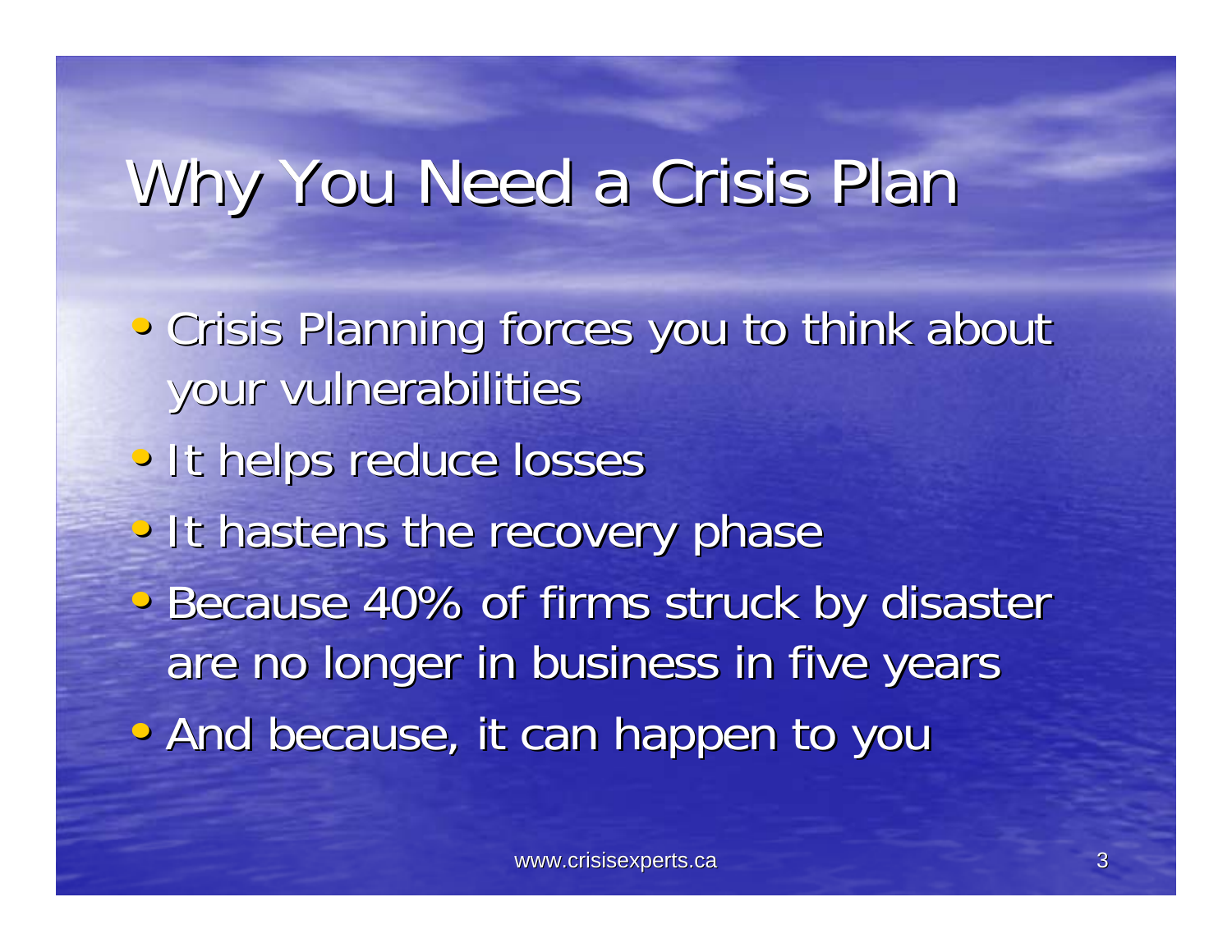# Why You Need a Crisis Plan

- Crisis Planning forces you to think about your vulnerabilities
- It helps reduce losses
- It hastens the recovery phase
- Because 40% of firms struck by disaster are no longer in business in five years
- And because, it can happen to you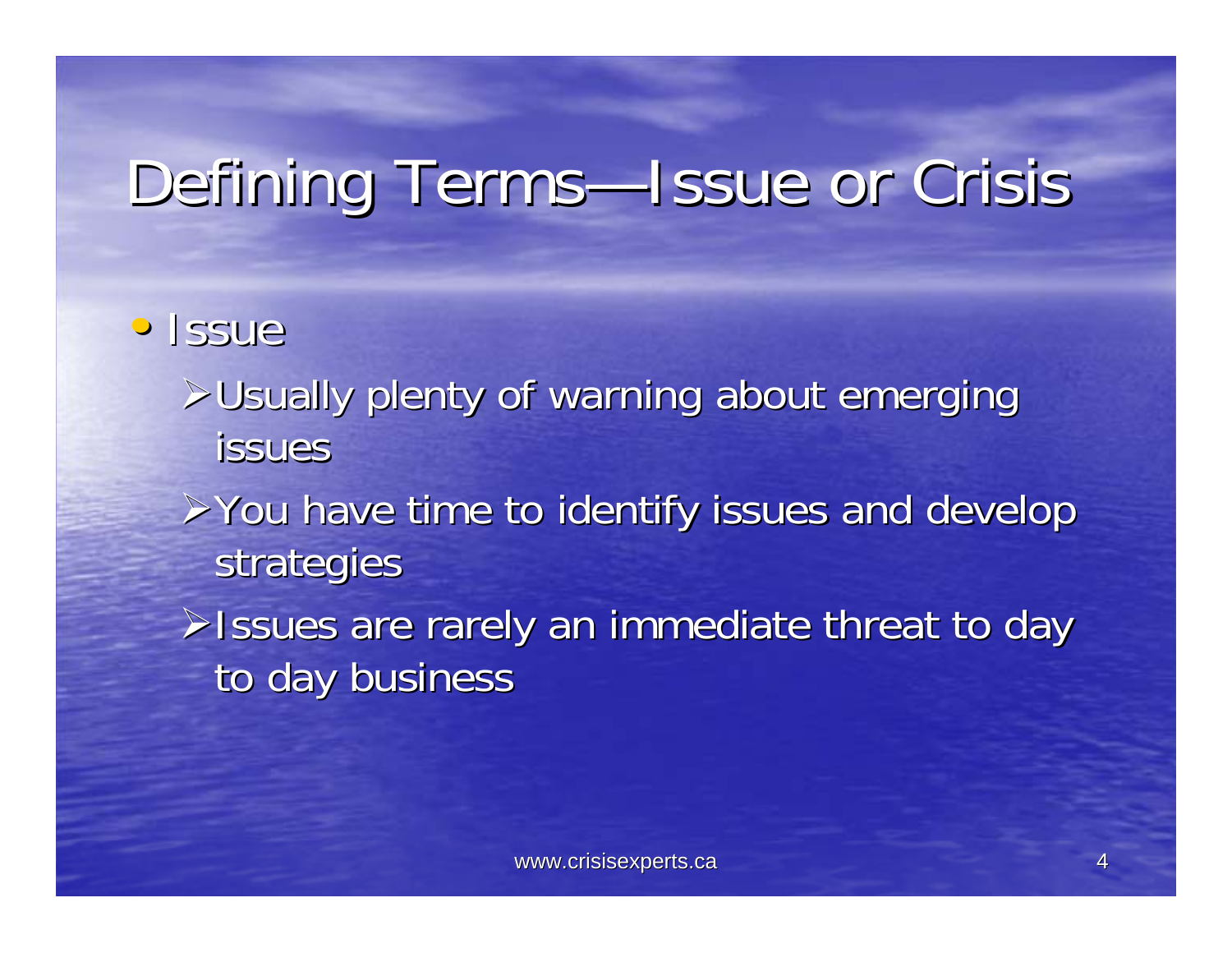# Defining Terms—Issue or Crisis

- Issue
  - Usually plenty of warning about emerging issues
  - You have time to identify issues and develop strategies
  - Issues are rarely an immediate threat to day to day business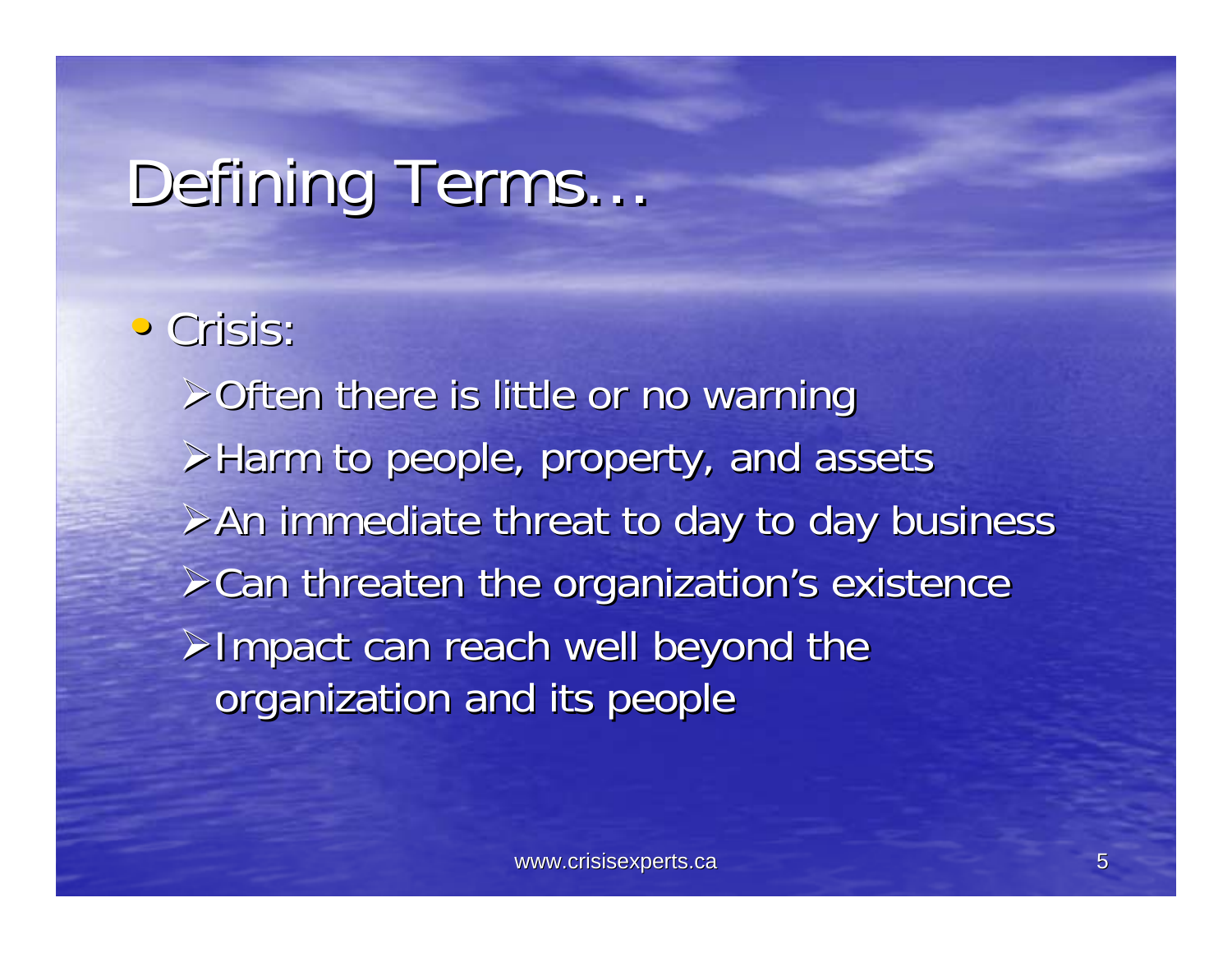# Defining Terms…

- Crisis:
  - Often there is little or no warning
  - Harm to people, property, and assets
  - An immediate threat to day to day business
  - Can threaten the organization's existence
  - Impact can reach well beyond the organization and its people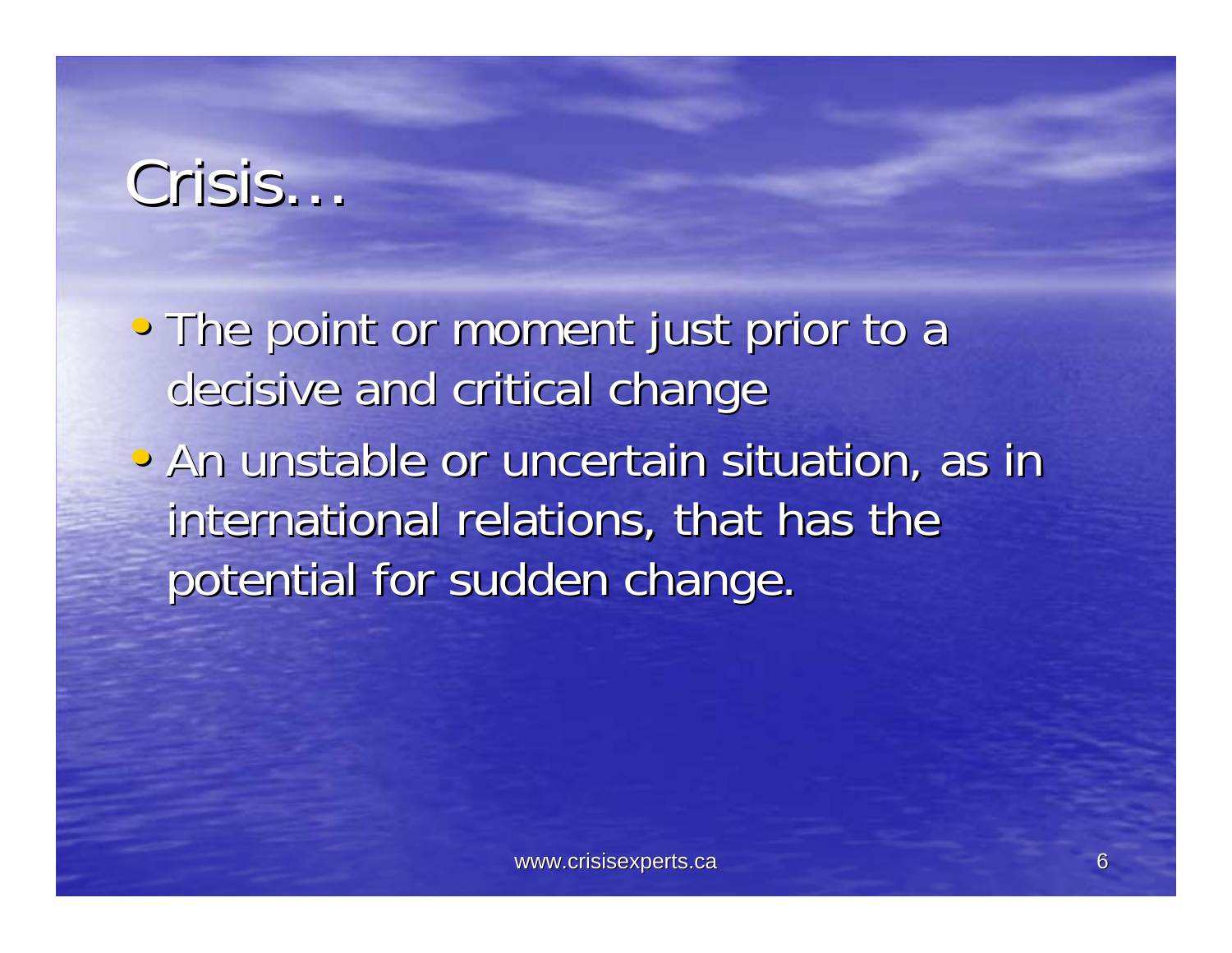# Crisis…

- The point or moment just prior to a decisive and critical change
- An unstable or uncertain situation, as in international relations, that has the potential for sudden change.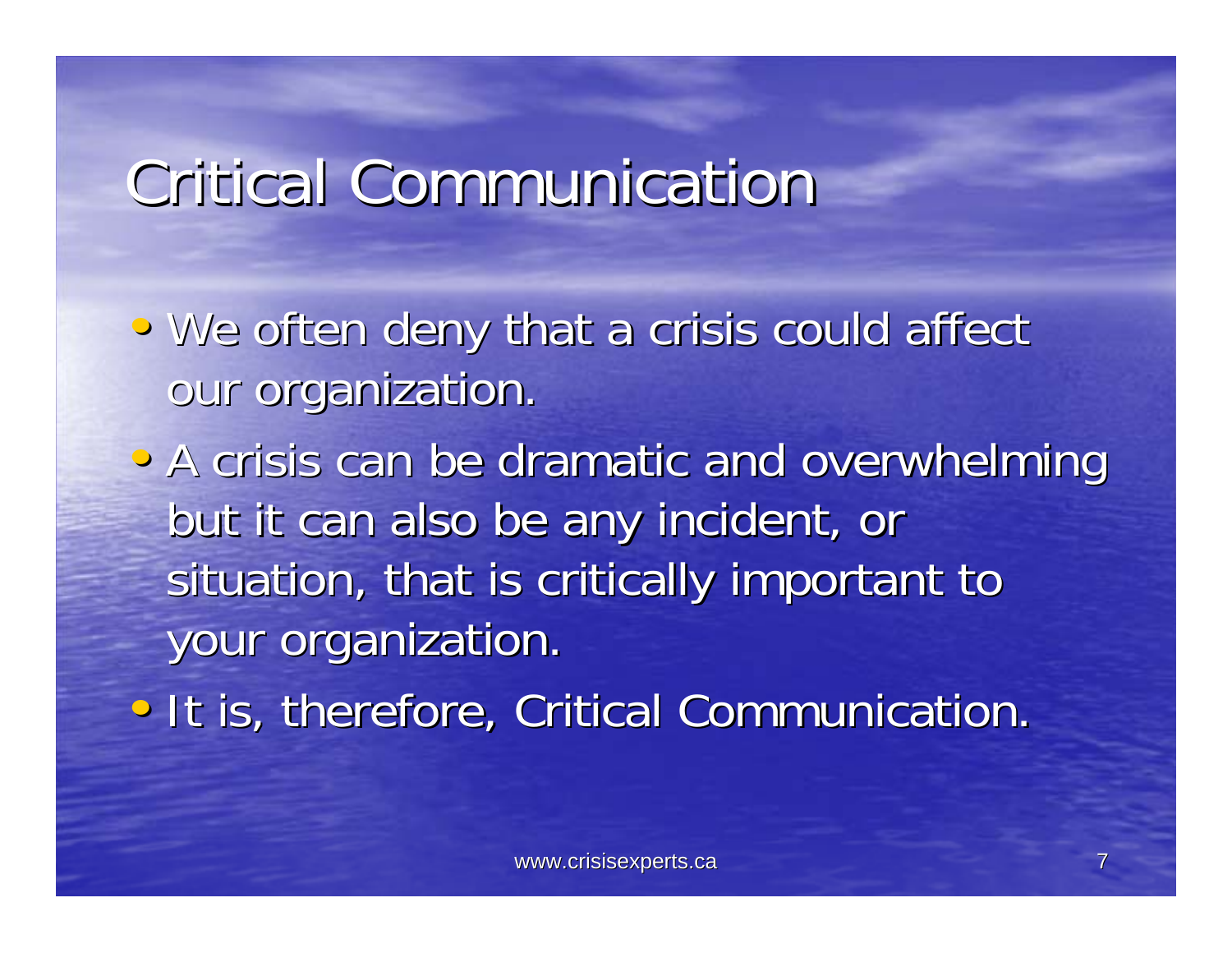# Critical Communication

- We often deny that a crisis could affect our organization.
- A crisis can be dramatic and overwhelming but it can also be any incident, or situation, that is critically important to your organization.
- It is, therefore, Critical Communication.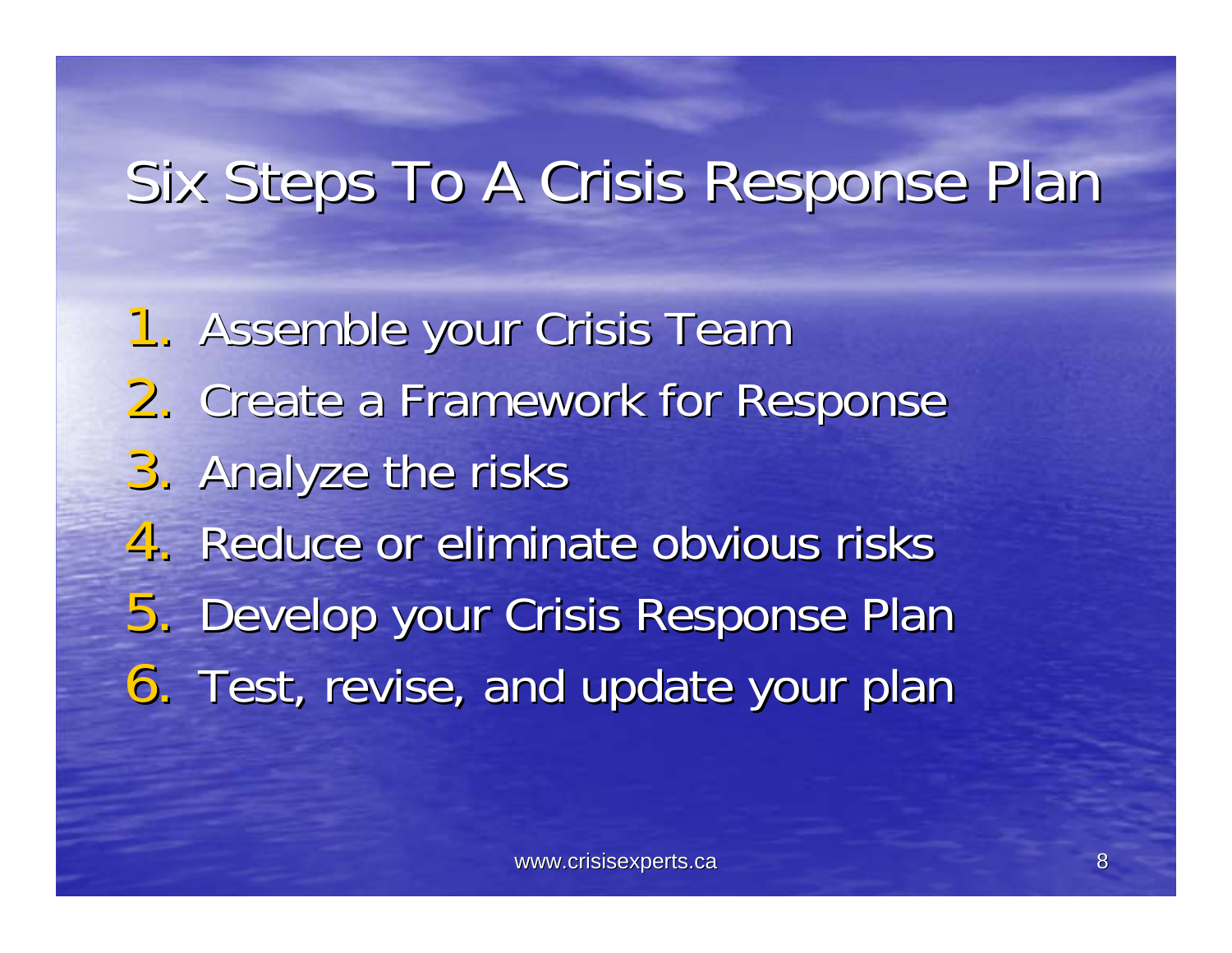# Six Steps To A Crisis Response Plan

1. Assemble your Crisis Team
2. Create a Framework for Response
3. Analyze the risks
4. Reduce or eliminate obvious risks
5. Develop your Crisis Response Plan
6. Test, revise, and update your plan

www.crisisexperts.ca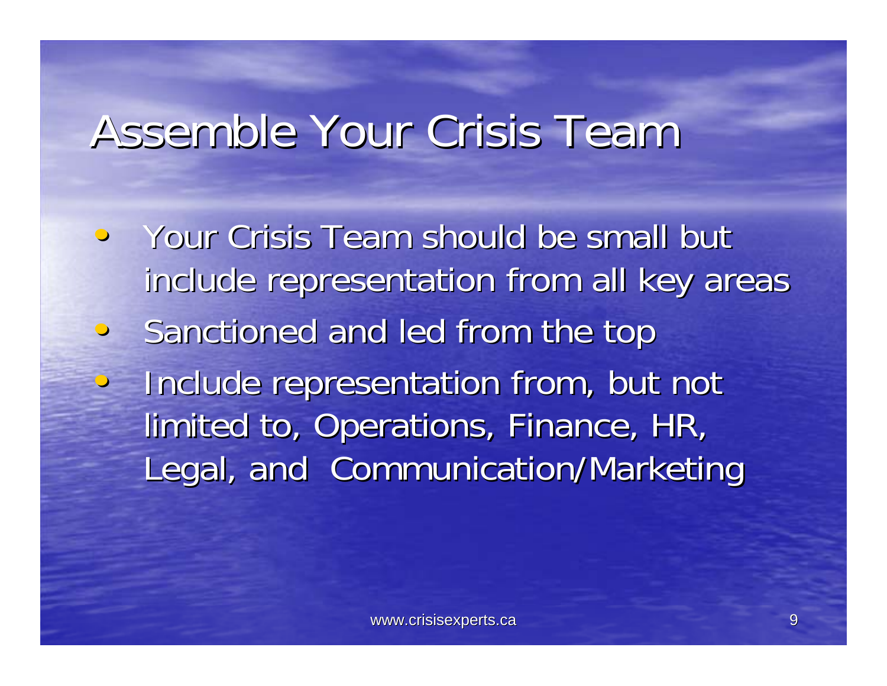# Assemble Your Crisis Team

- Your Crisis Team should be small but include representation from all key areas
- Sanctioned and led from the top
- Include representation from, but not limited to, Operations, Finance, HR, Legal, and Communication/Marketing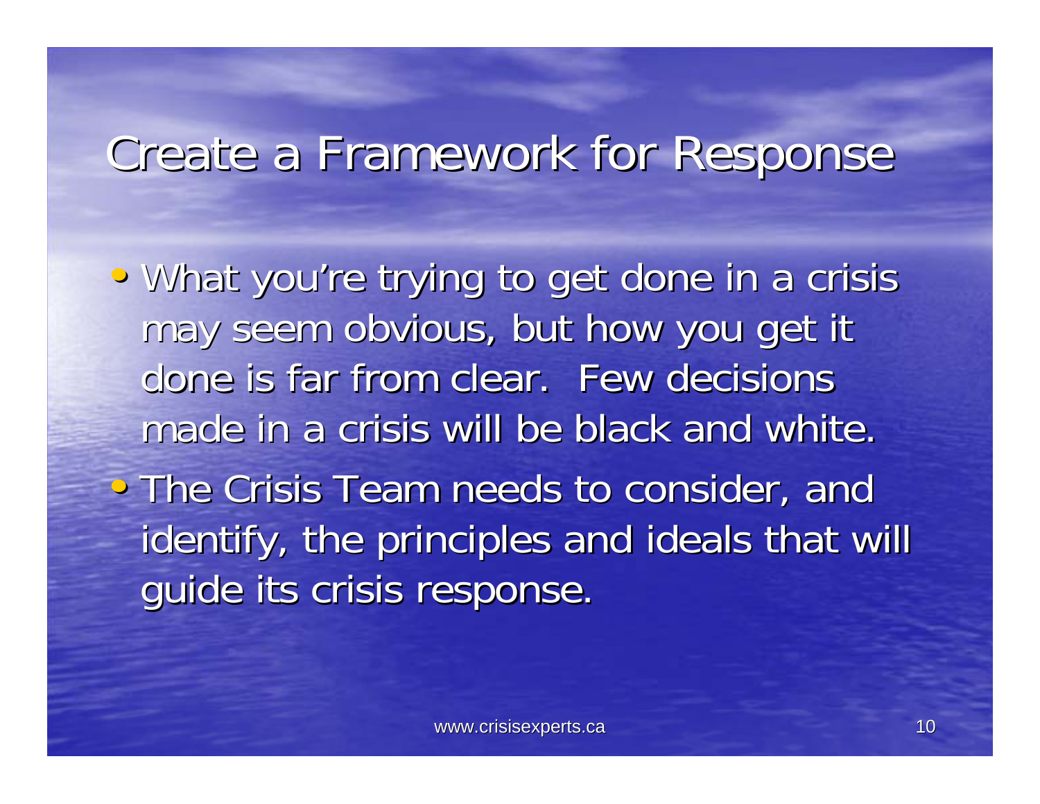# Create a Framework for Response

- What you're trying to get done in a crisis may seem obvious, but how you get it done is far from clear. Few decisions made in a crisis will be black and white.
- The Crisis Team needs to consider, and identify, the principles and ideals that will guide its crisis response.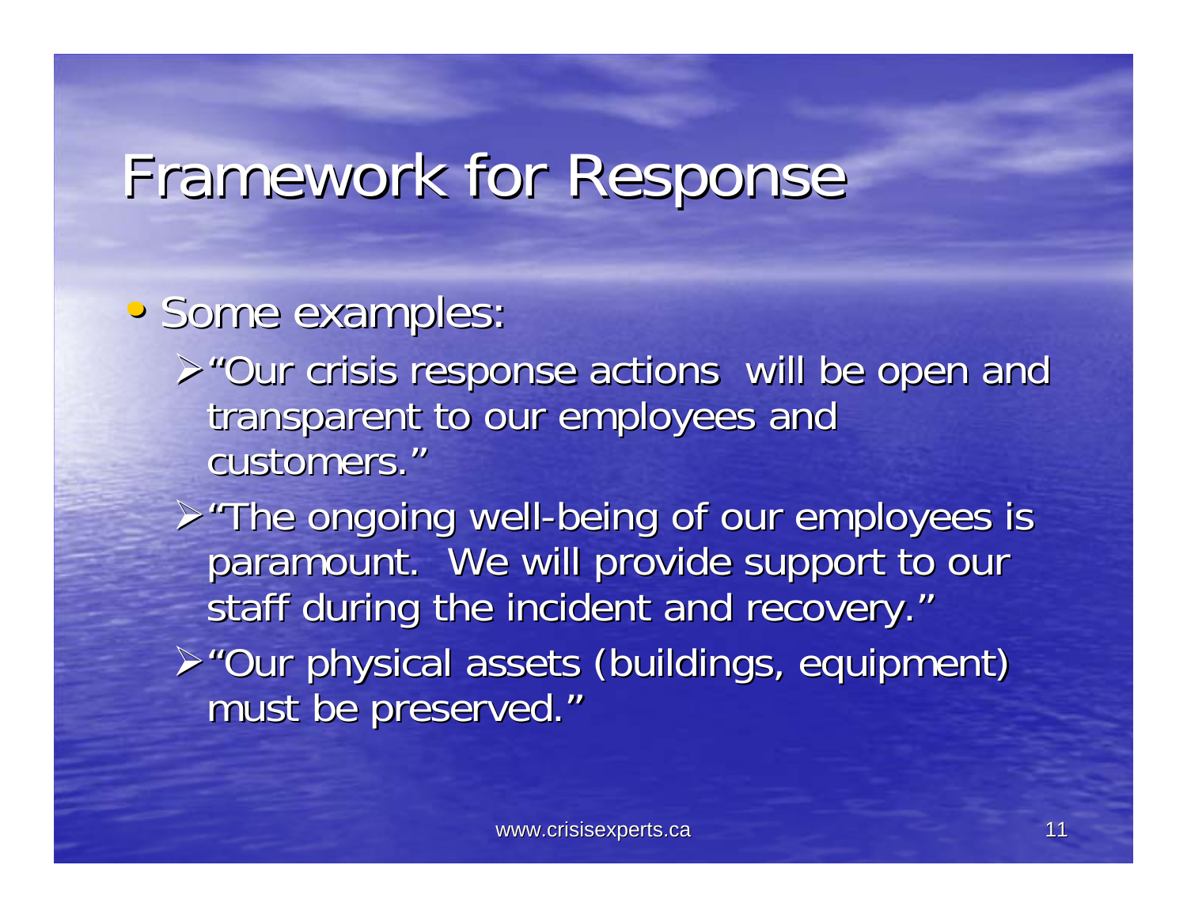# Framework for Response

- Some examples:
  - "Our crisis response actions will be open and transparent to our employees and customers."
  - "The ongoing well-being of our employees is paramount. We will provide support to our staff during the incident and recovery."
  - "Our physical assets (buildings, equipment) must be preserved."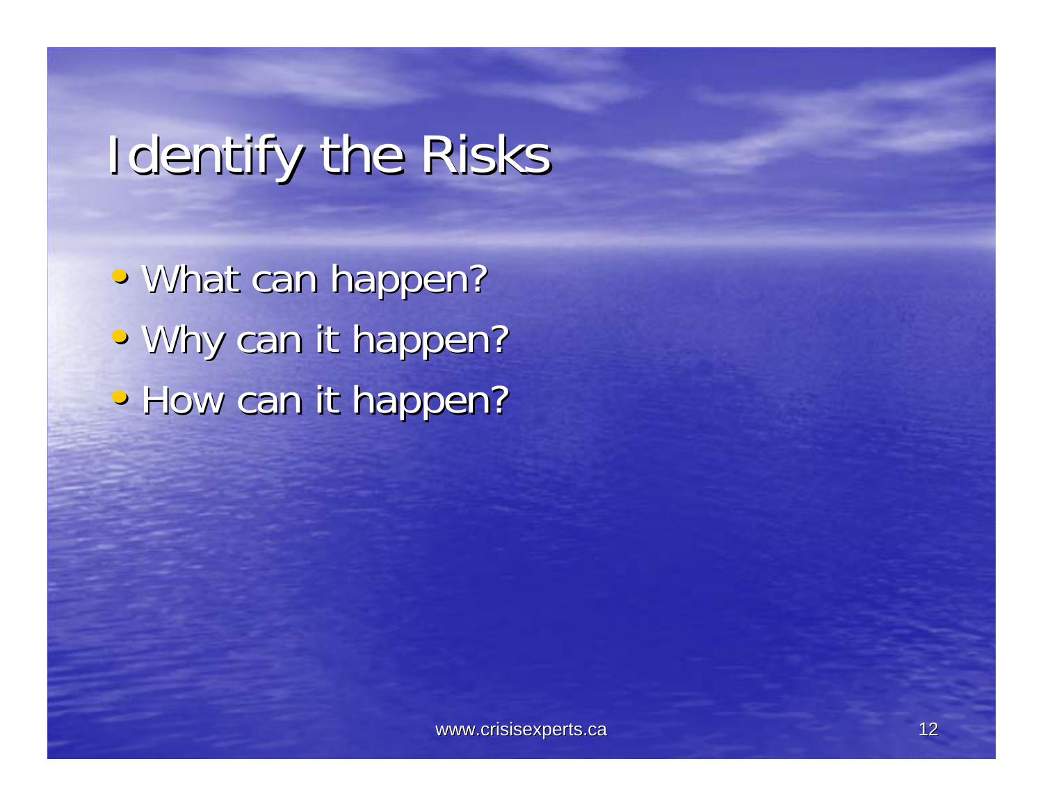# Identify the Risks

- What can happen?
- Why can it happen?
- How can it happen?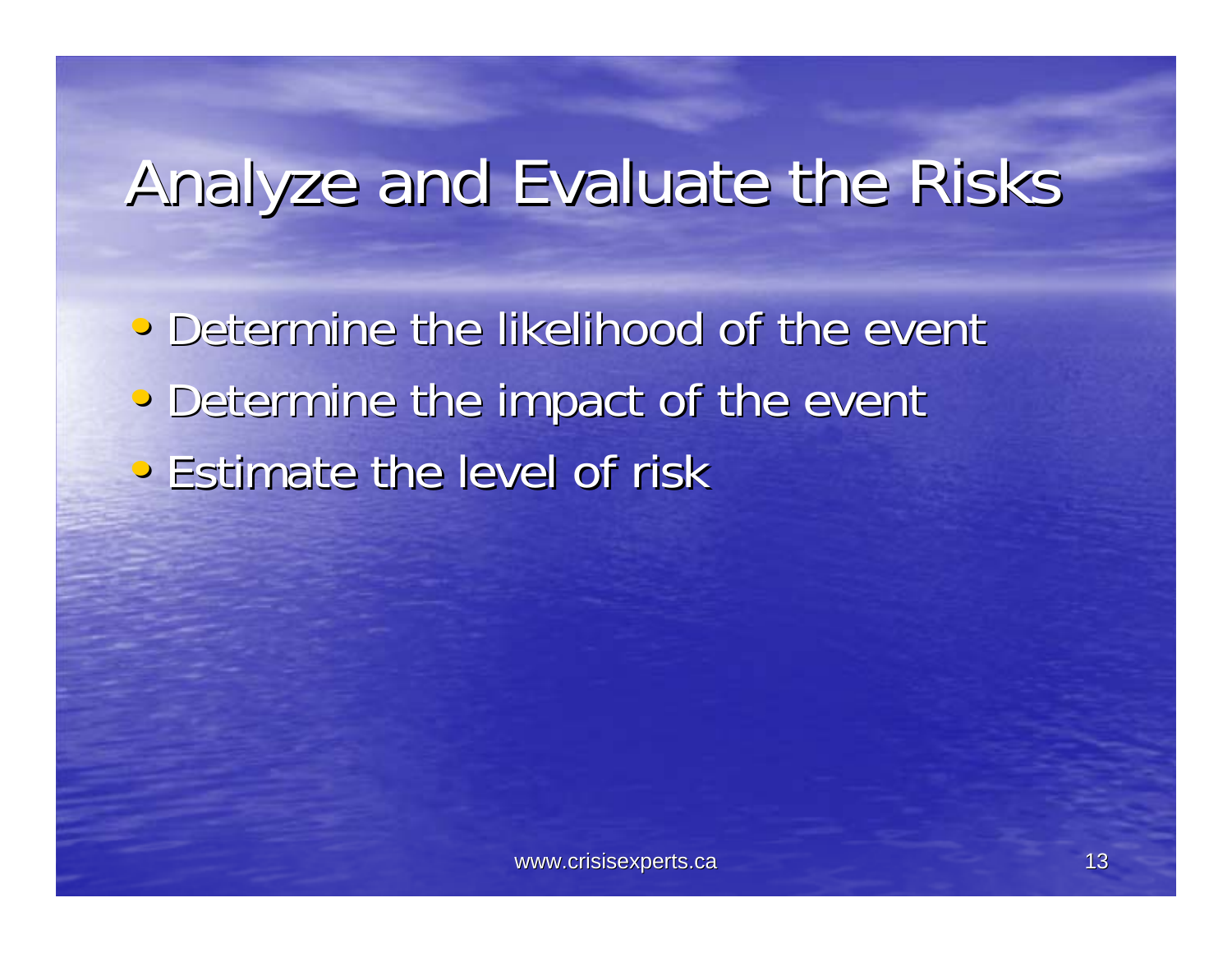# Analyze and Evaluate the Risks

- Determine the likelihood of the event
- Determine the impact of the event
- Estimate the level of risk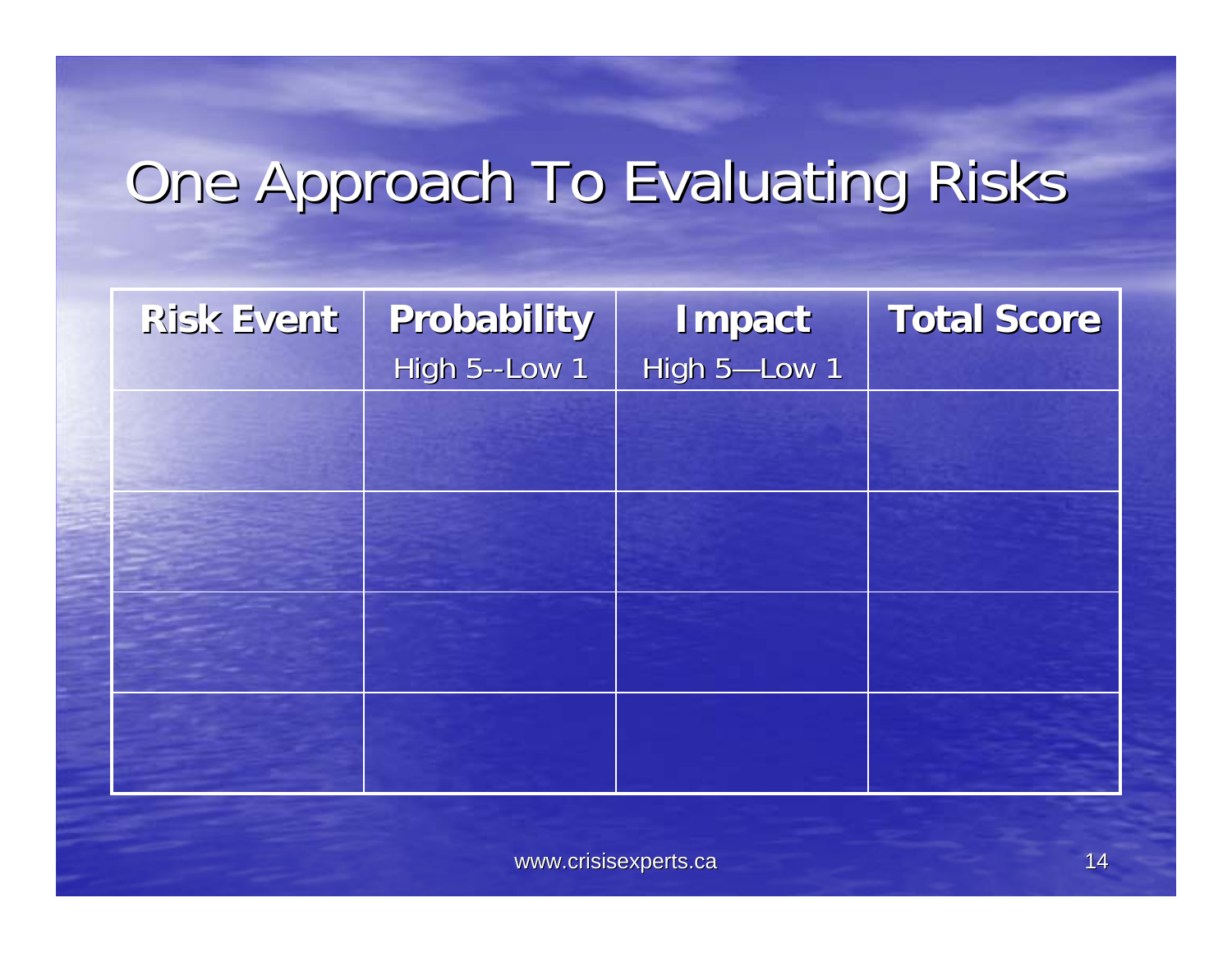# One Approach To Evaluating Risks

| Risk Event | Probability<br>High 5--Low 1 | Impact<br>High 5—Low 1 | Total Score |
|---|---|---|---|
| | | | |
| | | | |
| | | | |
| | | | |

www.crisisexperts.ca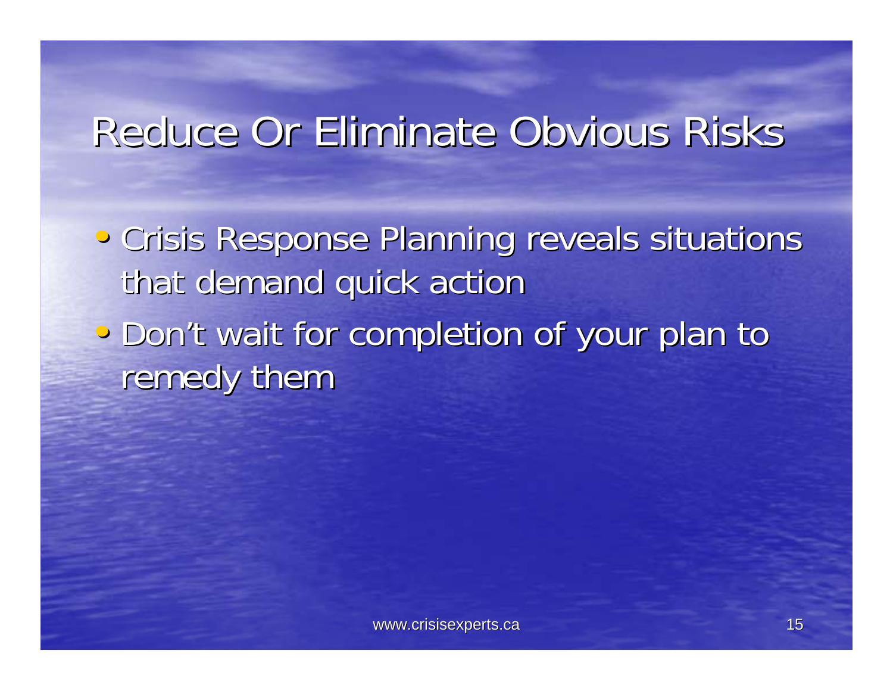# Reduce Or Eliminate Obvious Risks

- Crisis Response Planning reveals situations that demand quick action
- Don't wait for completion of your plan to remedy them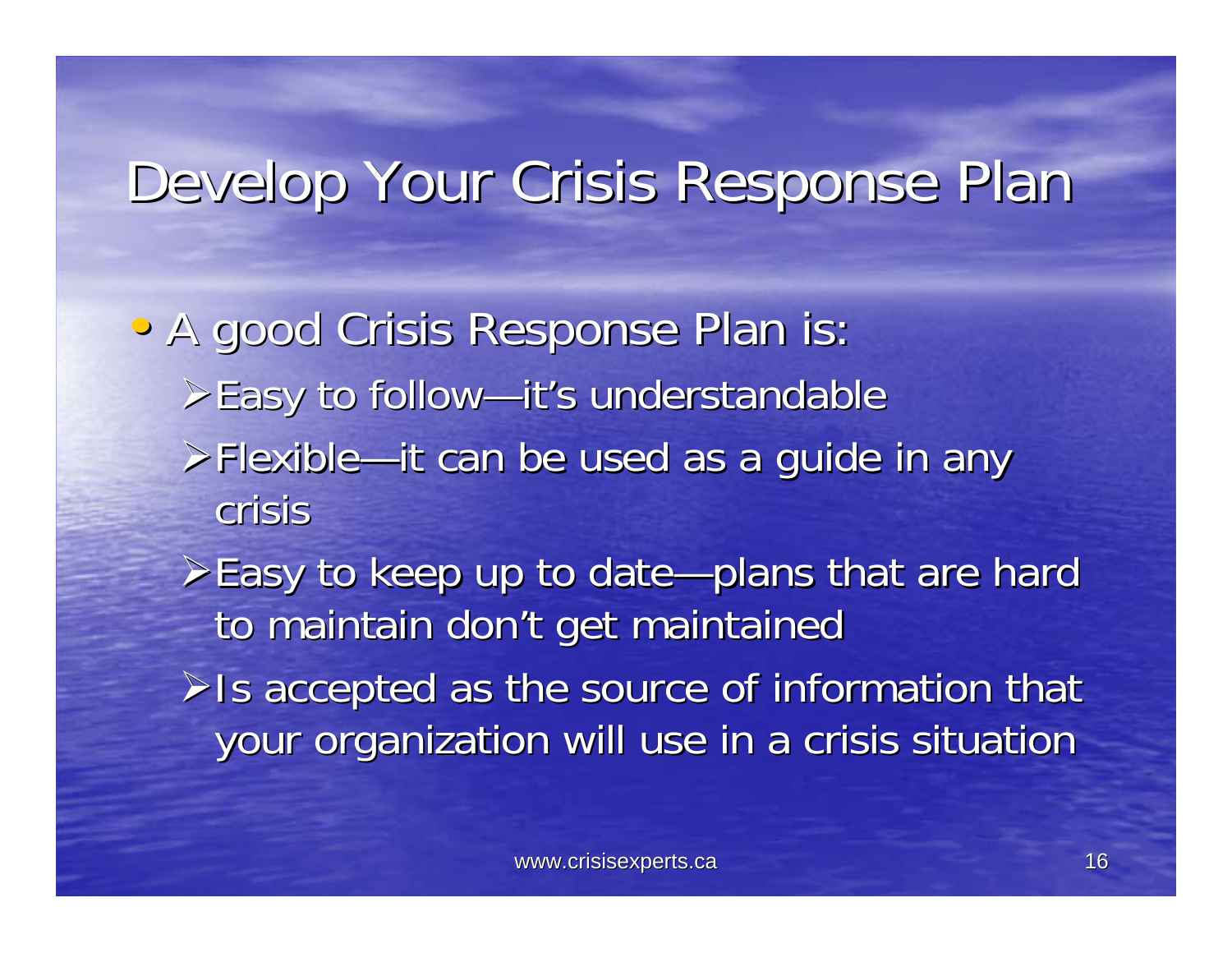# Develop Your Crisis Response Plan

- A good Crisis Response Plan is:
  - Easy to follow—it's understandable
  - Flexible—it can be used as a guide in any crisis
  - Easy to keep up to date—plans that are hard to maintain don't get maintained
  - Is accepted as the source of information that your organization will use in a crisis situation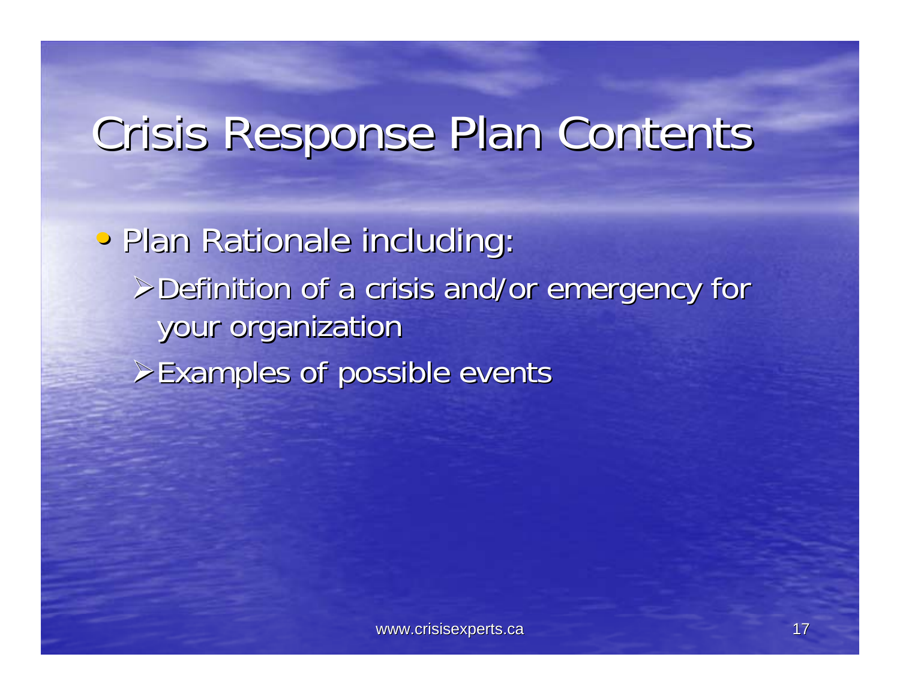# Crisis Response Plan Contents

- Plan Rationale including:
  - Definition of a crisis and/or emergency for your organization
  - Examples of possible events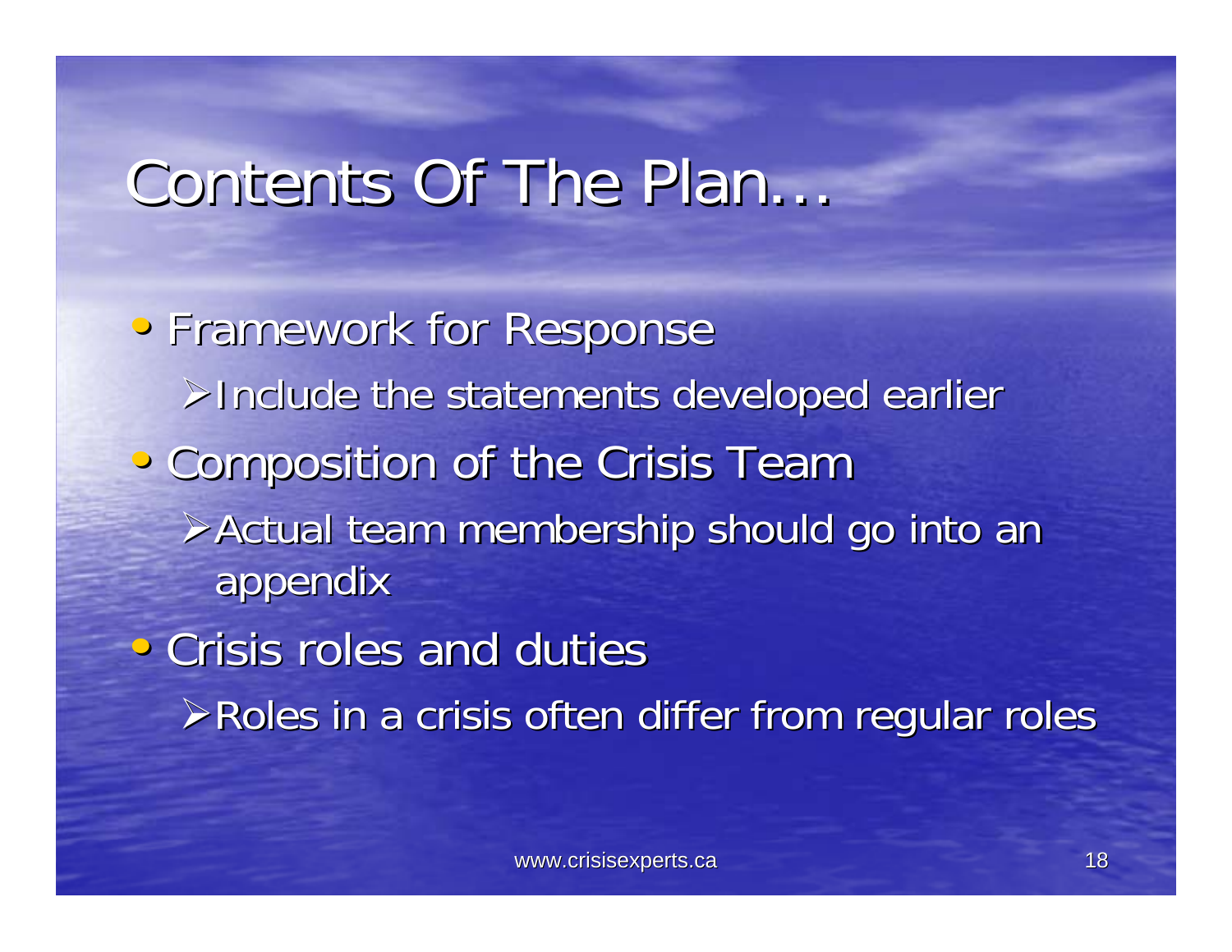# Contents Of The Plan…

- Framework for Response
  - Include the statements developed earlier
- Composition of the Crisis Team
  - Actual team membership should go into an appendix
- Crisis roles and duties
  - Roles in a crisis often differ from regular roles

www.crisisexperts.ca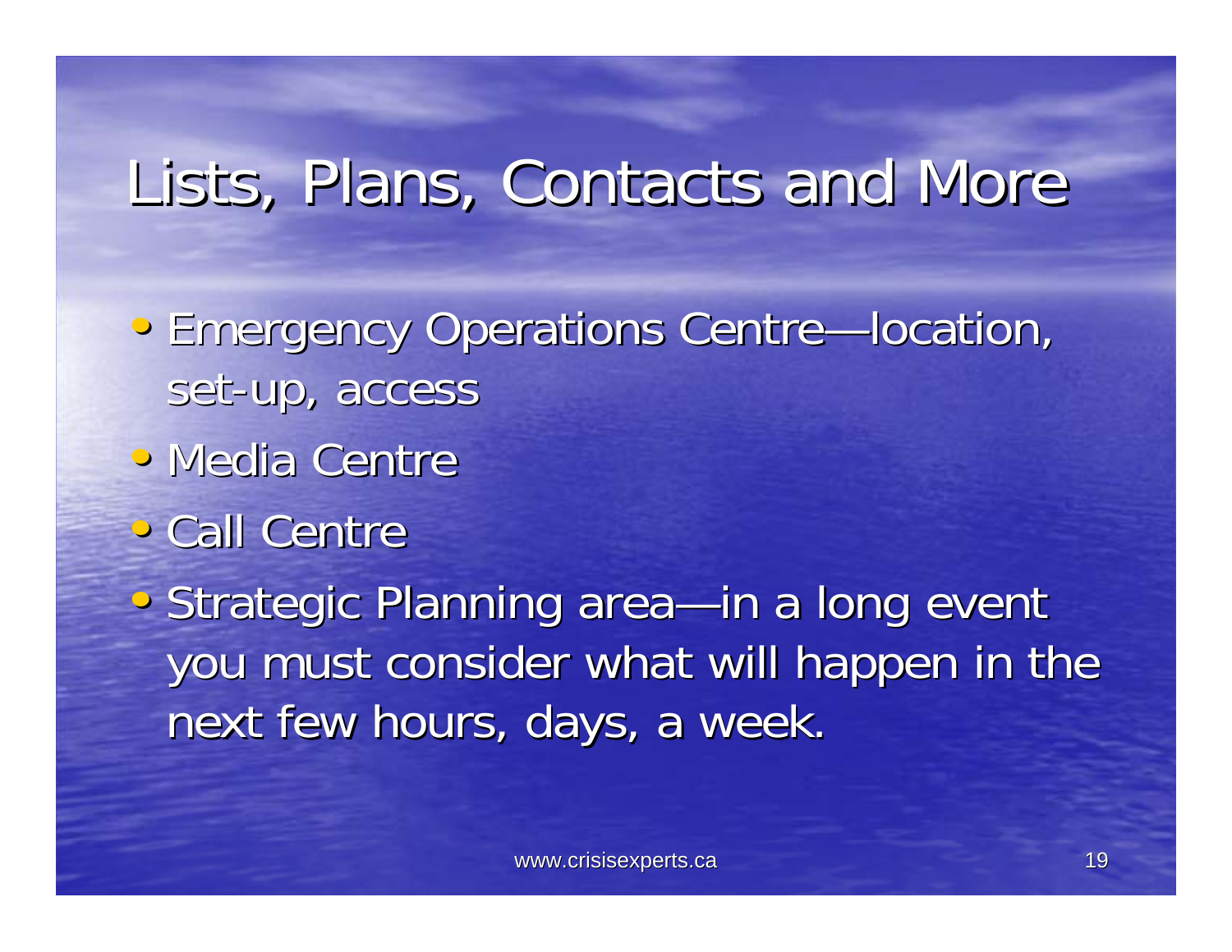# Lists, Plans, Contacts and More

- Emergency Operations Centre—location, set-up, access
- Media Centre
- Call Centre
- Strategic Planning area—in a long event you must consider what will happen in the next few hours, days, a week.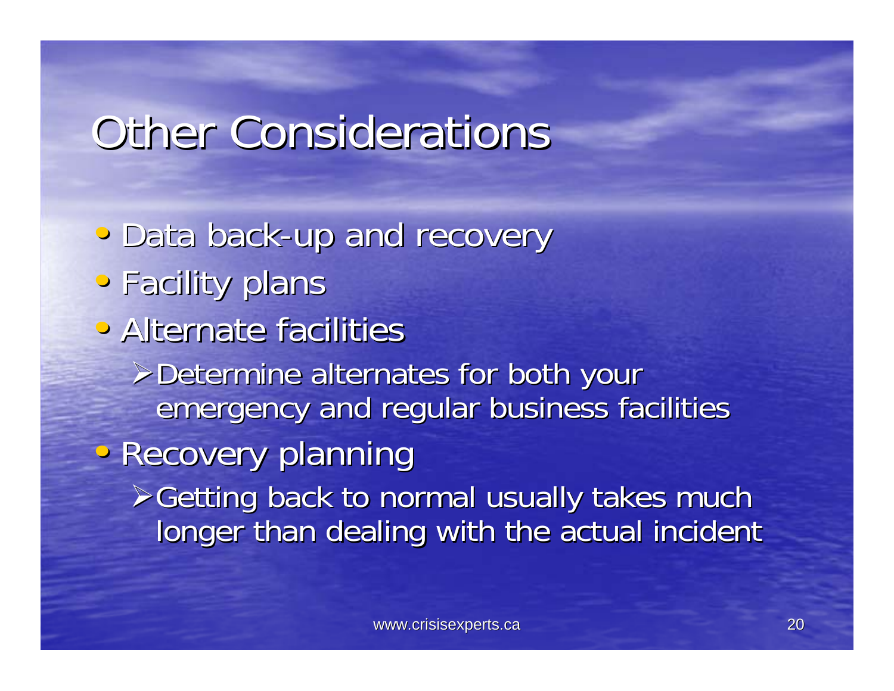# Other Considerations

- Data back-up and recovery
- Facility plans
- Alternate facilities
  - Determine alternates for both your emergency and regular business facilities
- Recovery planning
  - Getting back to normal usually takes much longer than dealing with the actual incident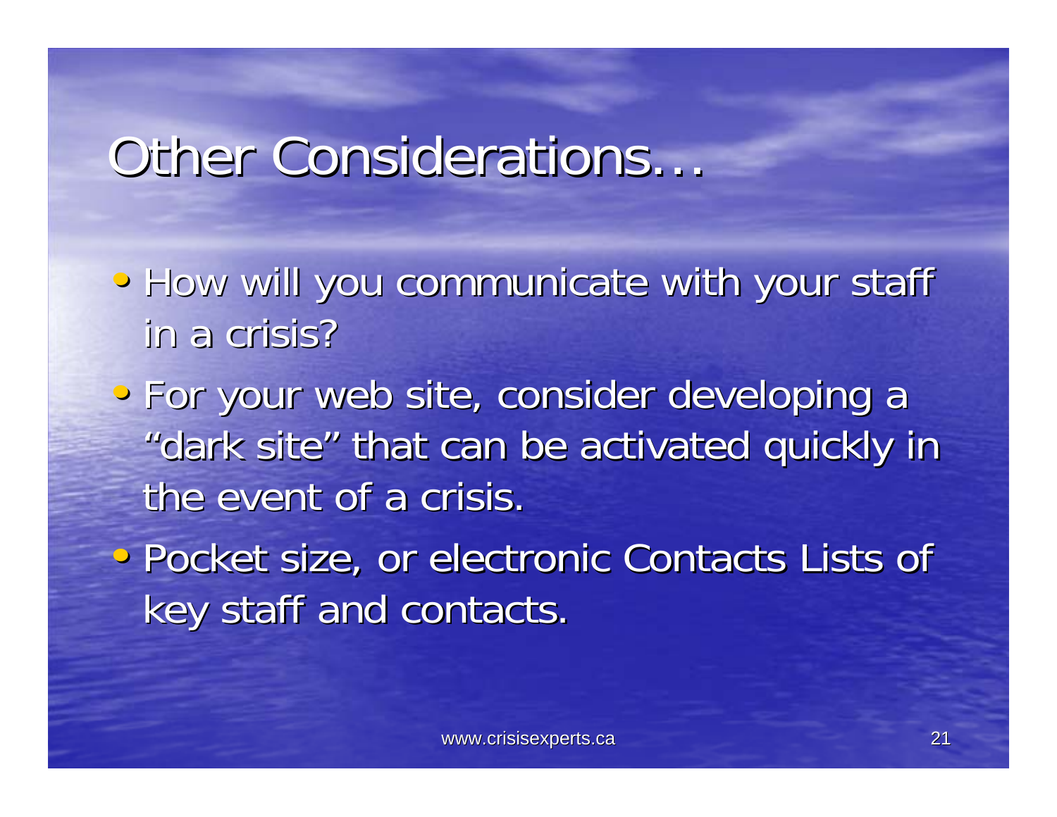# Other Considerations…

- How will you communicate with your staff in a crisis?
- For your web site, consider developing a "dark site" that can be activated quickly in the event of a crisis.
- Pocket size, or electronic Contacts Lists of key staff and contacts.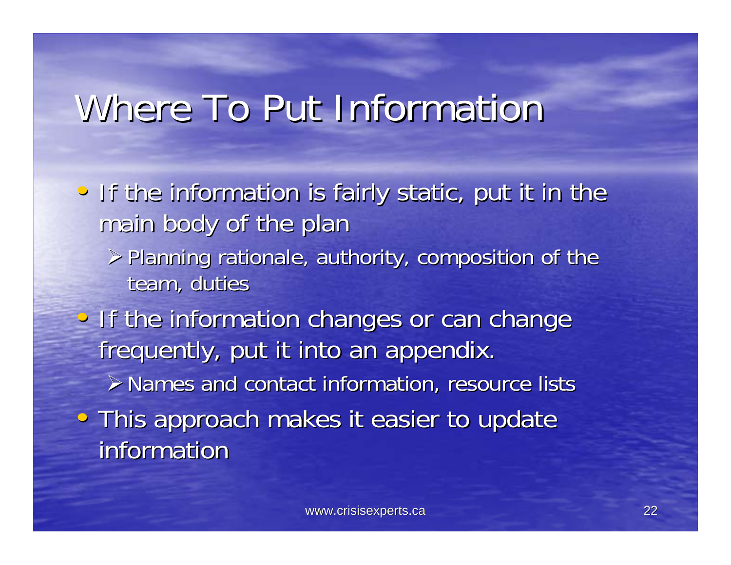# Where To Put Information

- If the information is fairly static, put it in the main body of the plan
  - Planning rationale, authority, composition of the team, duties
- If the information changes or can change frequently, put it into an appendix.
  - Names and contact information, resource lists
- This approach makes it easier to update information

www.crisisexperts.ca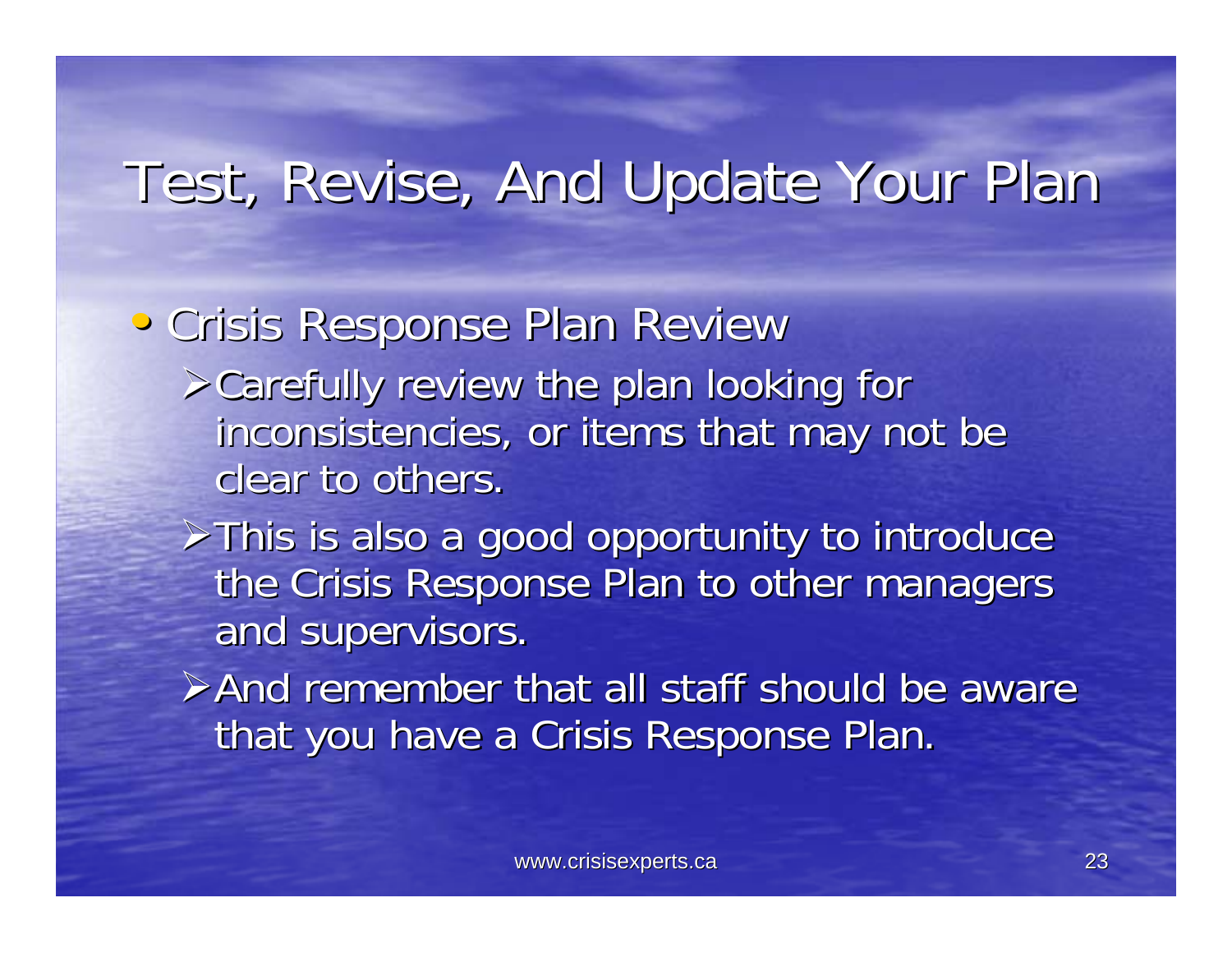# Test, Revise, And Update Your Plan

- Crisis Response Plan Review
  - Carefully review the plan looking for inconsistencies, or items that may not be clear to others.
  - This is also a good opportunity to introduce the Crisis Response Plan to other managers and supervisors.
  - And remember that all staff should be aware that you have a Crisis Response Plan.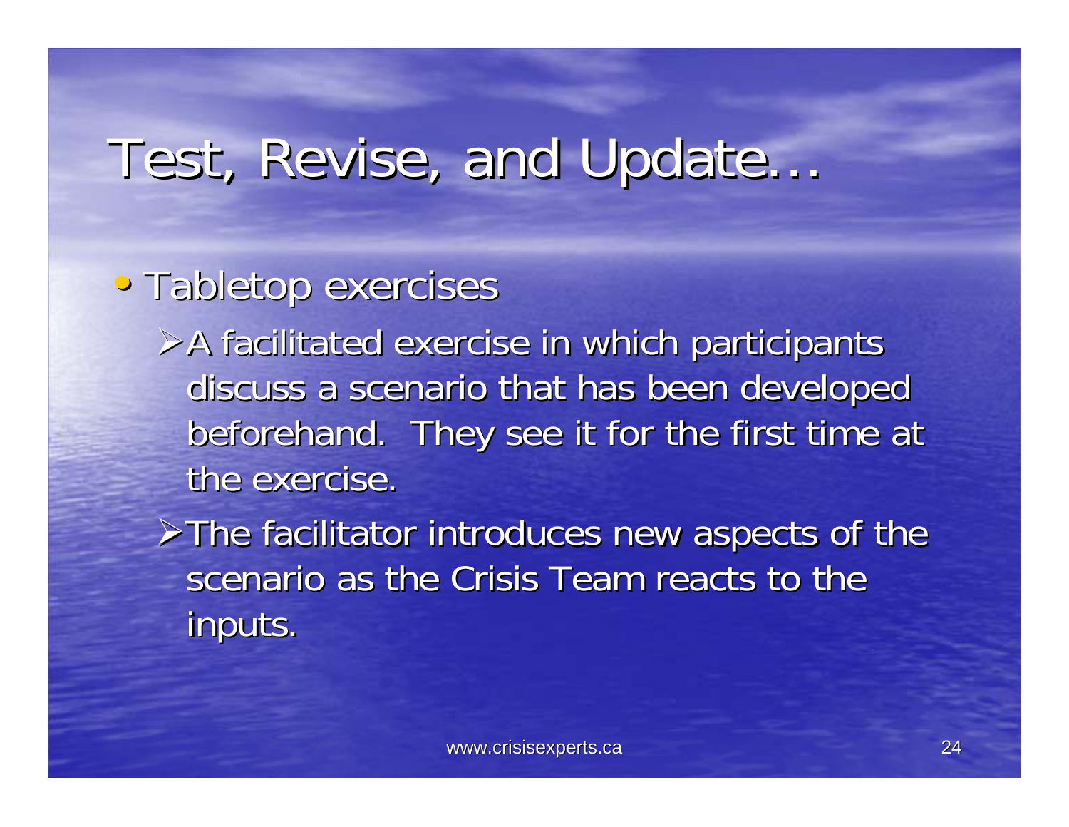# Test, Revise, and Update…

- Tabletop exercises
  - A facilitated exercise in which participants discuss a scenario that has been developed beforehand. They see it for the first time at the exercise.
  - The facilitator introduces new aspects of the scenario as the Crisis Team reacts to the inputs.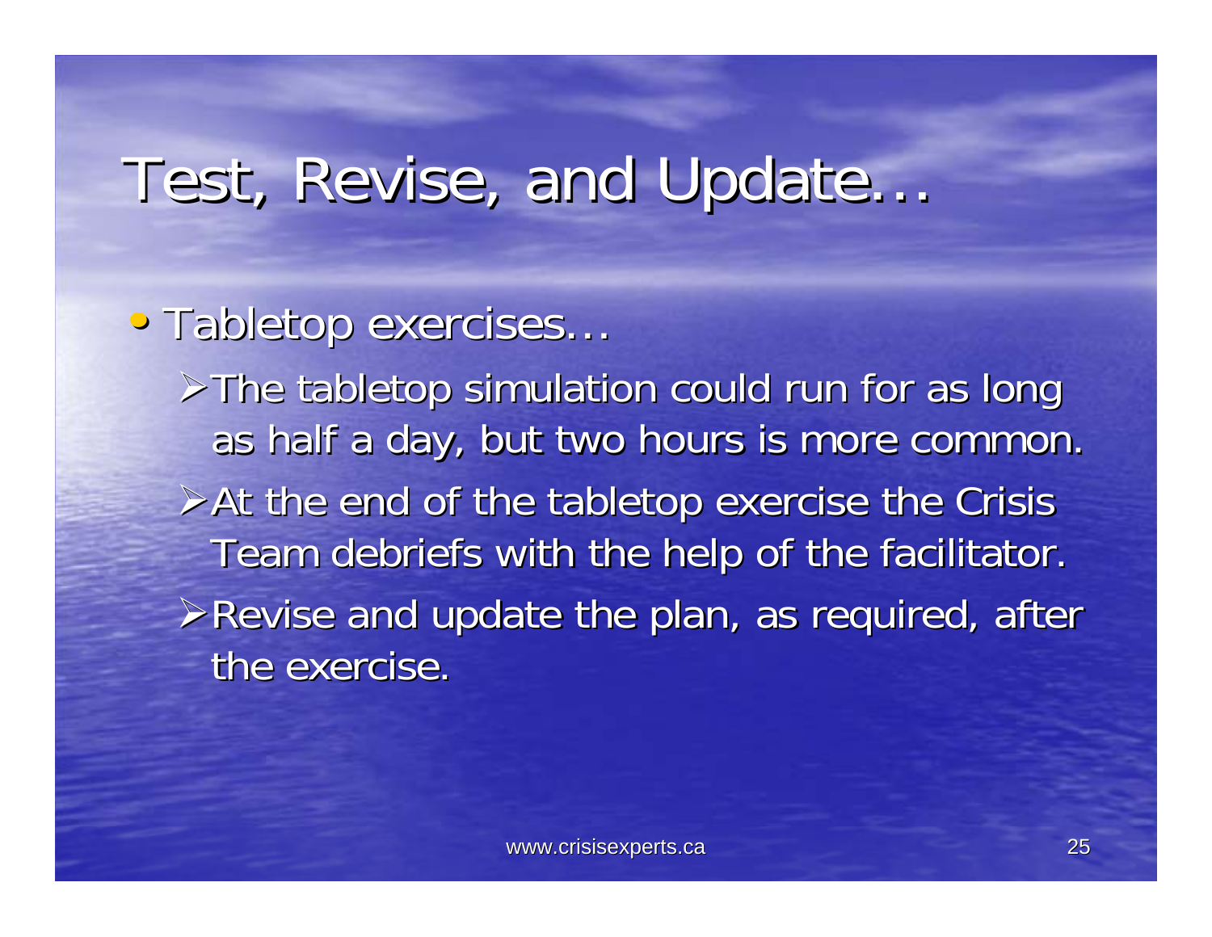# Test, Revise, and Update…

- Tabletop exercises…
  - The tabletop simulation could run for as long as half a day, but two hours is more common.
  - At the end of the tabletop exercise the Crisis Team debriefs with the help of the facilitator.
  - Revise and update the plan, as required, after the exercise.

www.crisisexperts.ca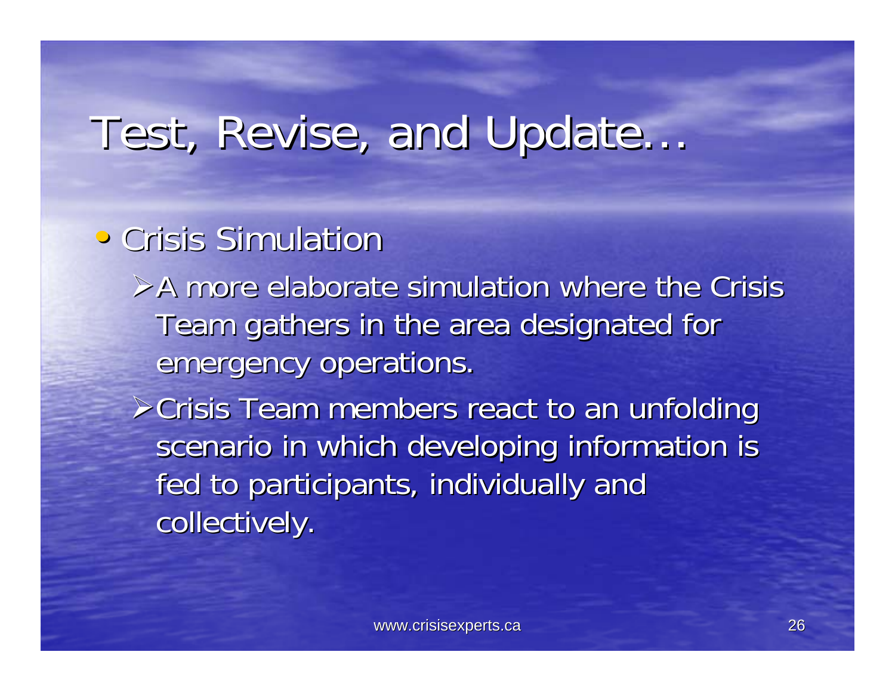# Test, Revise, and Update…

- Crisis Simulation
  - A more elaborate simulation where the Crisis Team gathers in the area designated for emergency operations.
  - Crisis Team members react to an unfolding scenario in which developing information is fed to participants, individually and collectively.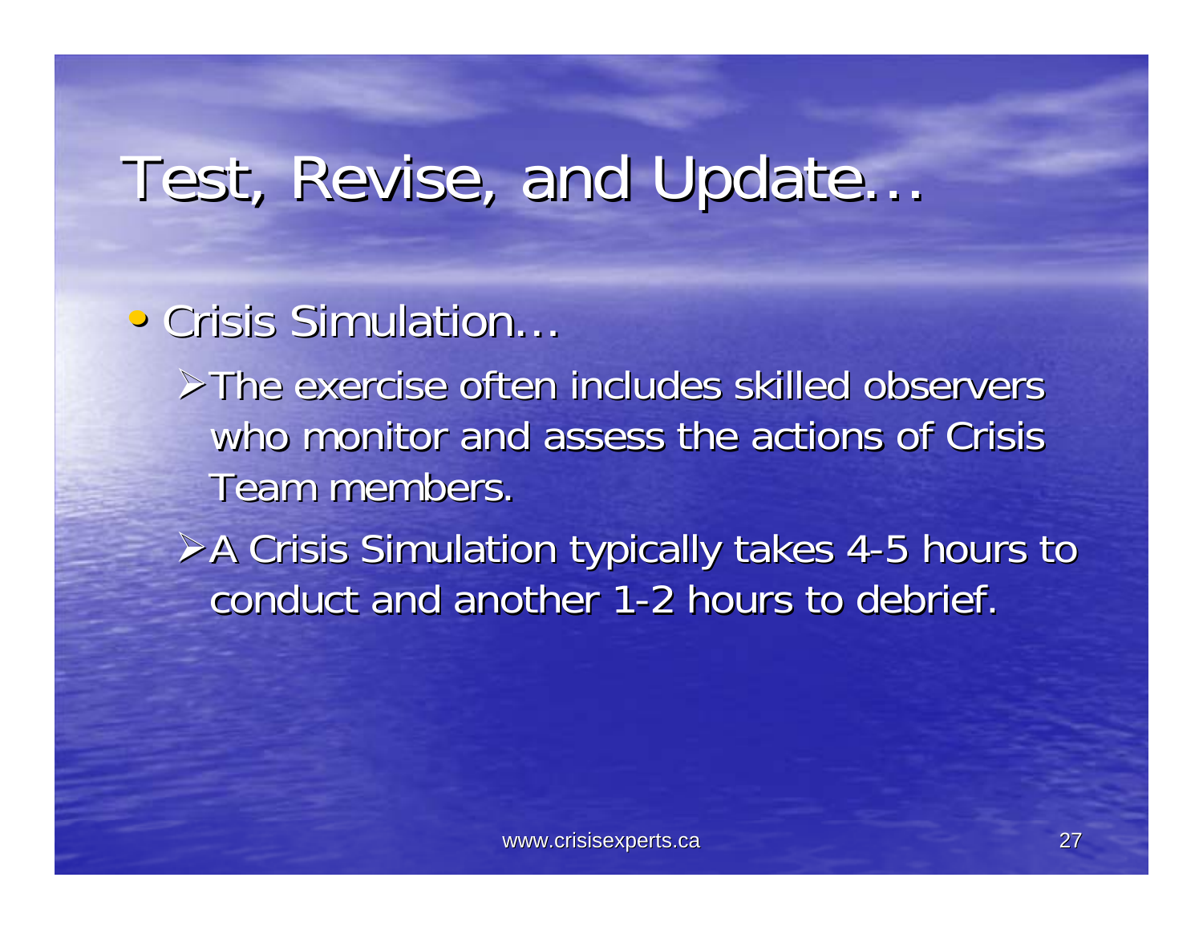# Test, Revise, and Update…

- Crisis Simulation…
  - The exercise often includes skilled observers who monitor and assess the actions of Crisis Team members.
  - A Crisis Simulation typically takes 4-5 hours to conduct and another 1-2 hours to debrief.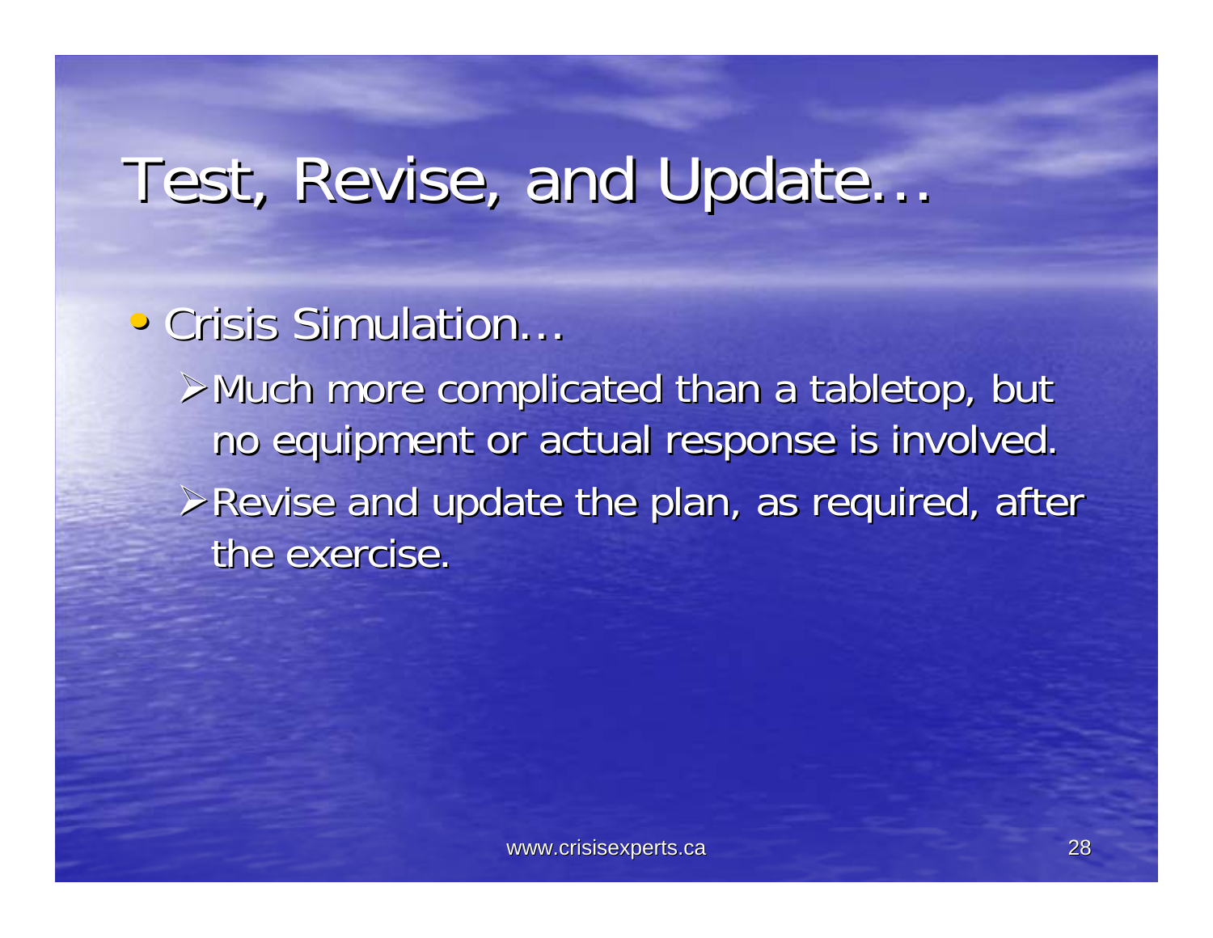# Test, Revise, and Update…

- Crisis Simulation…
  - Much more complicated than a tabletop, but no equipment or actual response is involved.
  - Revise and update the plan, as required, after the exercise.

www.crisisexperts.ca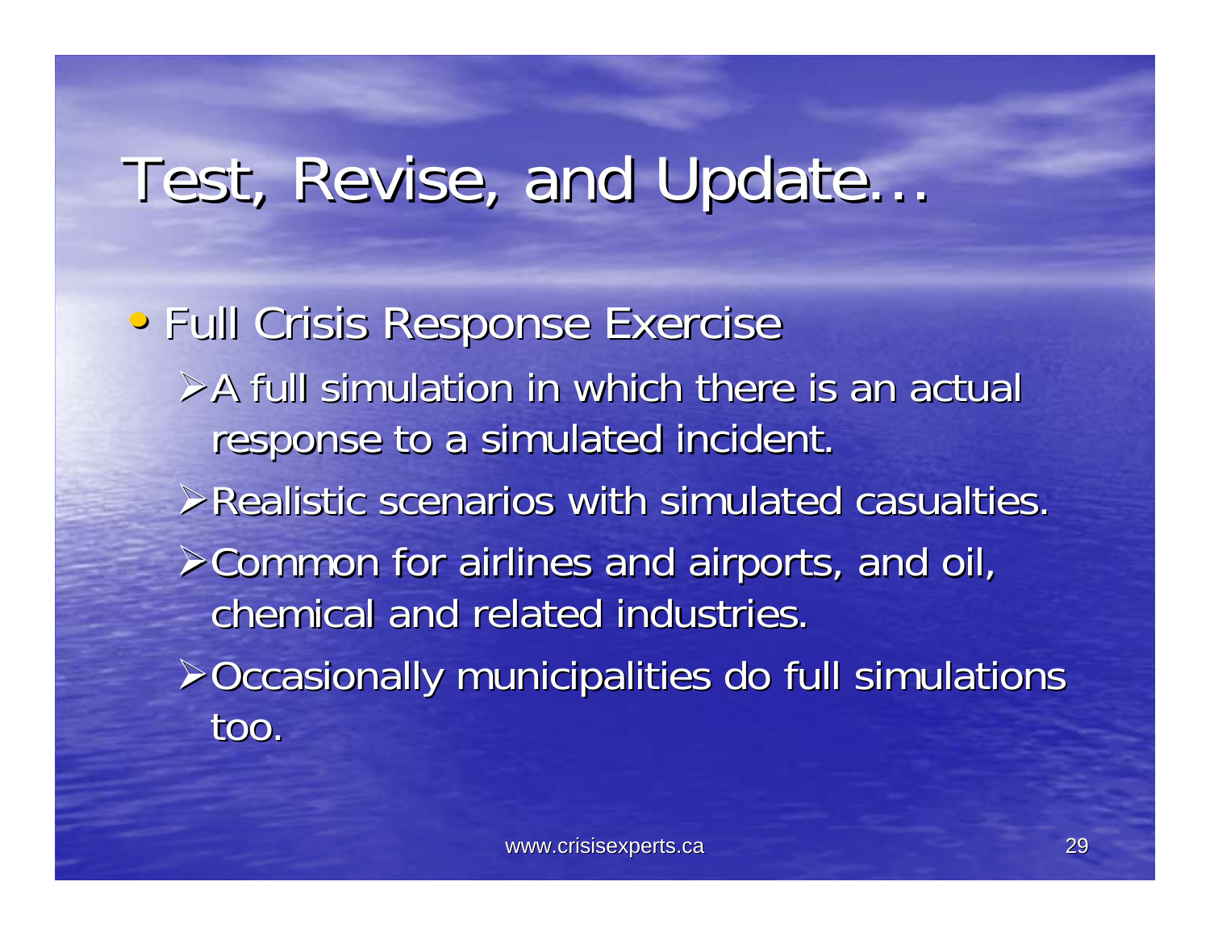# Test, Revise, and Update…

- Full Crisis Response Exercise
  - A full simulation in which there is an actual response to a simulated incident.
  - Realistic scenarios with simulated casualties.
  - Common for airlines and airports, and oil, chemical and related industries.
  - Occasionally municipalities do full simulations too.

www.crisisexperts.ca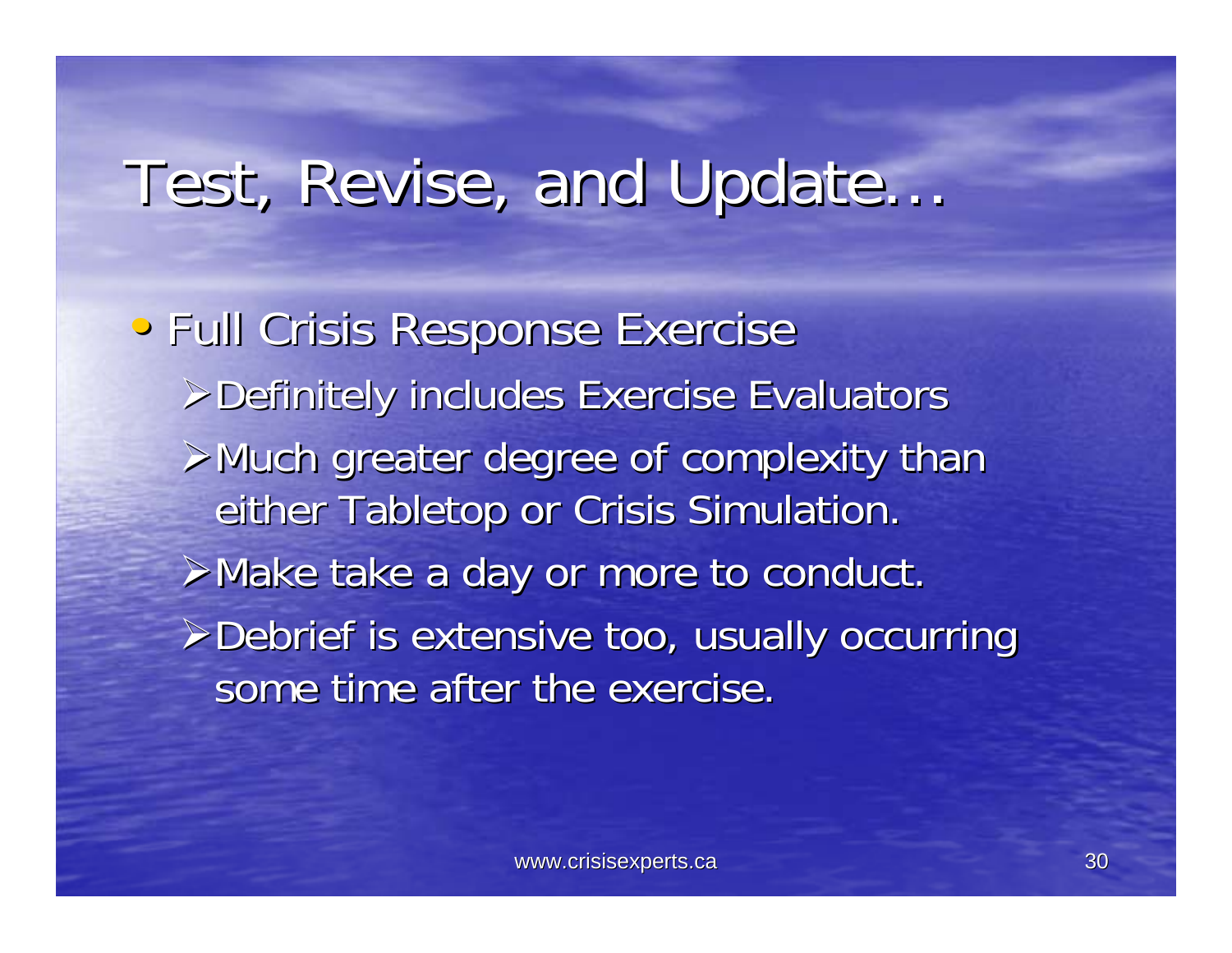# Test, Revise, and Update…

- Full Crisis Response Exercise
  - Definitely includes Exercise Evaluators
  - Much greater degree of complexity than either Tabletop or Crisis Simulation.
  - Make take a day or more to conduct.
  - Debrief is extensive too, usually occurring some time after the exercise.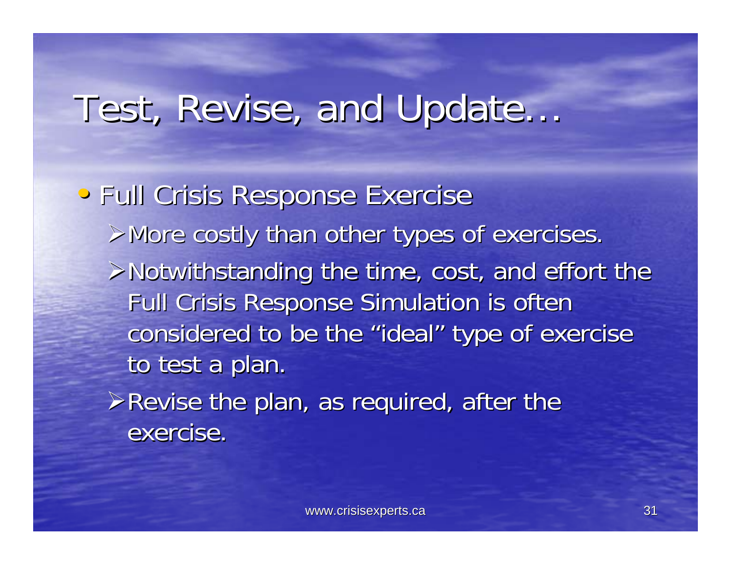# Test, Revise, and Update…

- Full Crisis Response Exercise
  - More costly than other types of exercises.
  - Notwithstanding the time, cost, and effort the Full Crisis Response Simulation is often considered to be the "ideal" type of exercise to test a plan.
  - Revise the plan, as required, after the exercise.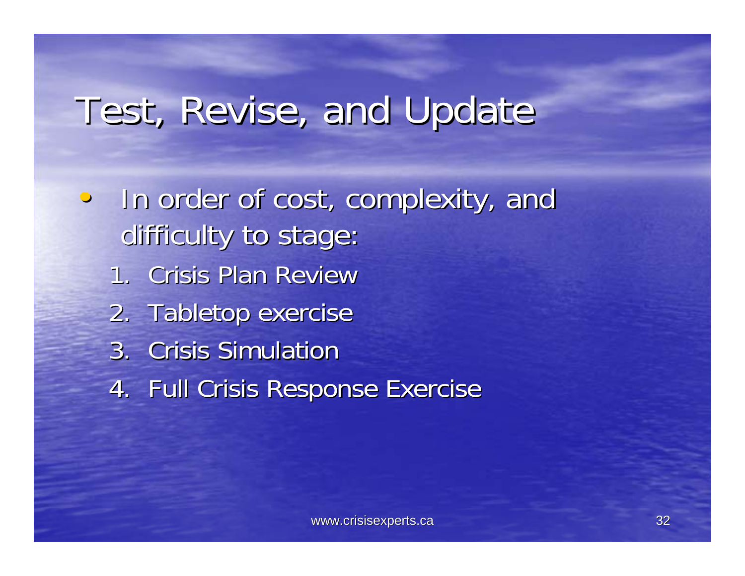# Test, Revise, and Update

- In order of cost, complexity, and difficulty to stage:
  1. Crisis Plan Review
  2. Tabletop exercise
  3. Crisis Simulation
  4. Full Crisis Response Exercise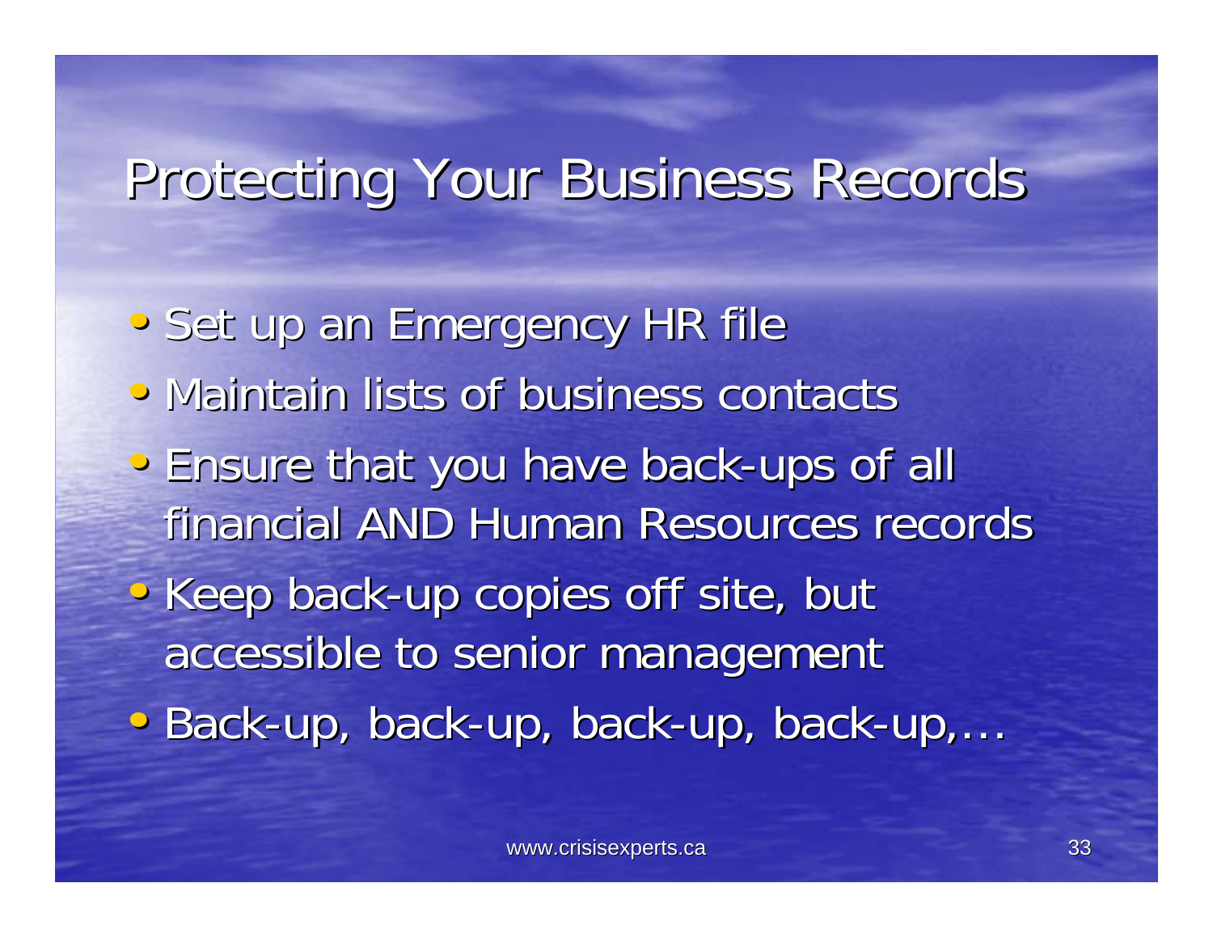# Protecting Your Business Records

- Set up an Emergency HR file
- Maintain lists of business contacts
- Ensure that you have back-ups of all financial AND Human Resources records
- Keep back-up copies off site, but accessible to senior management
- Back-up, back-up, back-up, back-up,…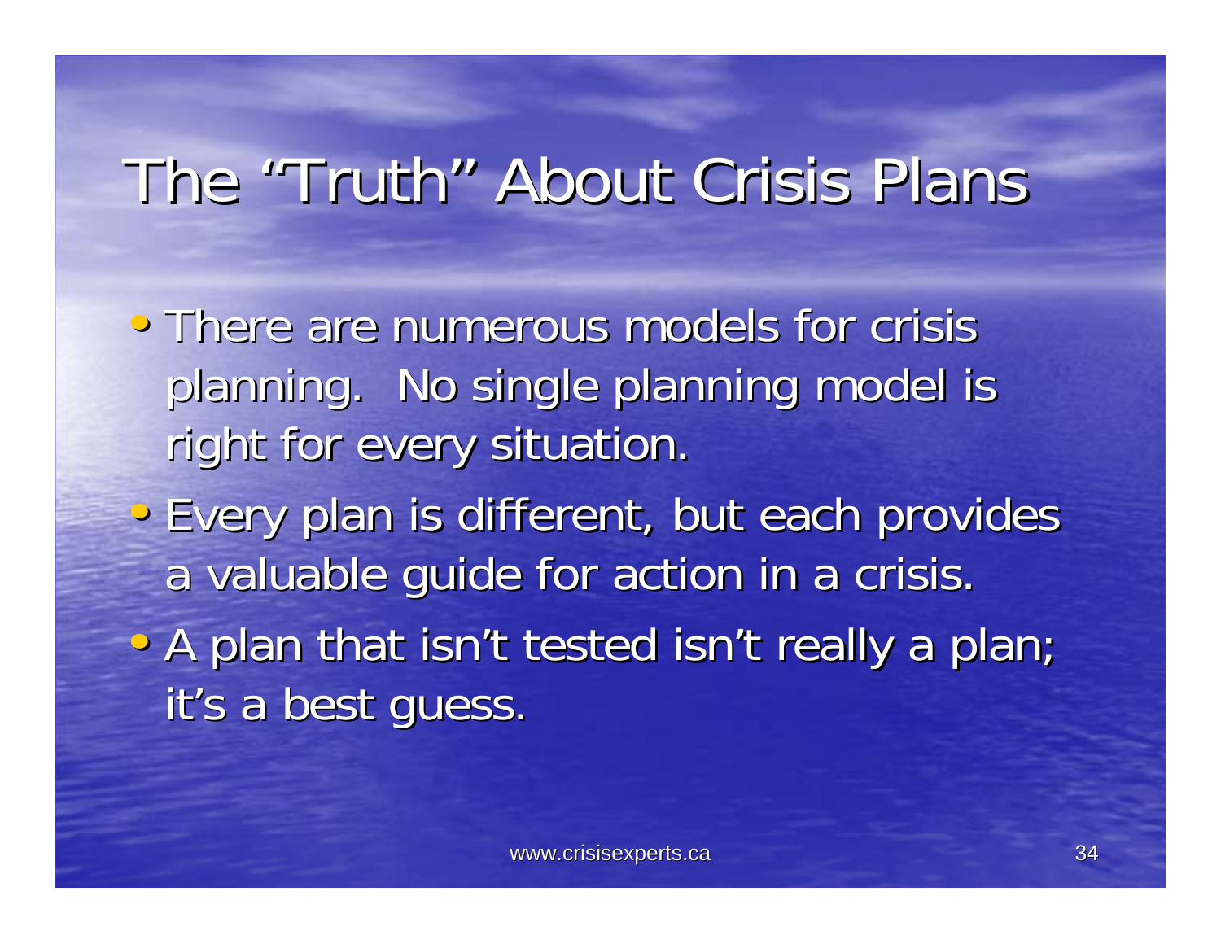# The "Truth" About Crisis Plans

- There are numerous models for crisis planning. No single planning model is right for every situation.
- Every plan is different, but each provides a valuable guide for action in a crisis.
- A plan that isn't tested isn't really a plan; it's a best guess.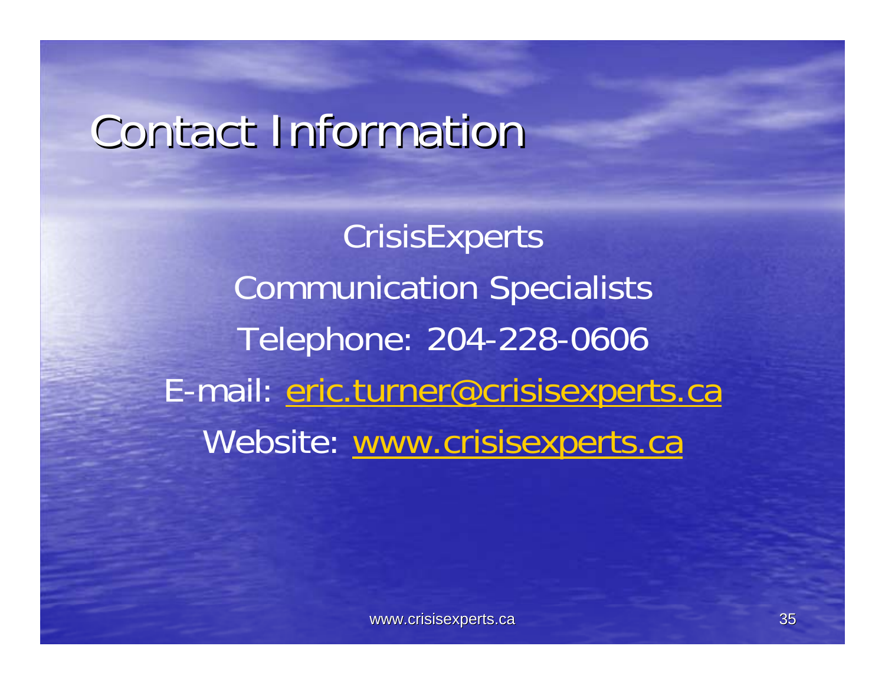# Contact Information

CrisisExperts

Communication Specialists

Telephone: 204-228-0606

E-mail: eric.turner@crisisexperts.ca

Website: www.crisisexperts.ca